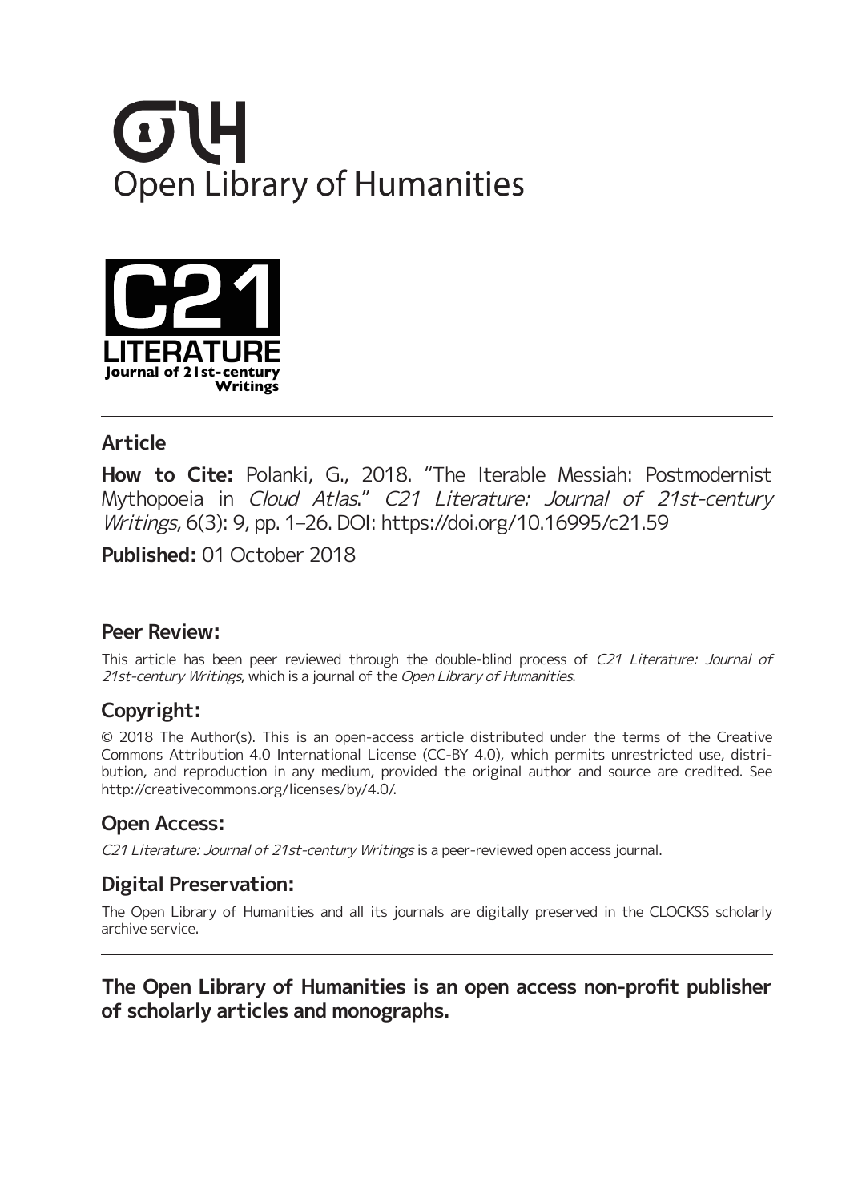Open Library of Humanities

C21 LITERATURE Journal of 21st-century Writings

## Article

**How to Cite:** Polanki, G., 2018. "The Iterable Messiah: Postmodernist Mythopoeia in *Cloud Atlas*." *C21 Literature: Journal of 21st-century Writings*, 6(3): 9, pp. 1–26. DOI: https://doi.org/10.16995/c21.59

**Published:** 01 October 2018

## Peer Review:

This article has been peer reviewed through the double-blind process of *C21 Literature: Journal of 21st-century Writings*, which is a journal of the *Open Library of Humanities*.

## Copyright:

© 2018 The Author(s). This is an open-access article distributed under the terms of the Creative Commons Attribution 4.0 International License (CC-BY 4.0), which permits unrestricted use, distribution, and reproduction in any medium, provided the original author and source are credited. See http://creativecommons.org/licenses/by/4.0/.

## Open Access:

*C21 Literature: Journal of 21st-century Writings* is a peer-reviewed open access journal.

## Digital Preservation:

The Open Library of Humanities and all its journals are digitally preserved in the CLOCKSS scholarly archive service.

**The Open Library of Humanities is an open access non-profit publisher of scholarly articles and monographs.**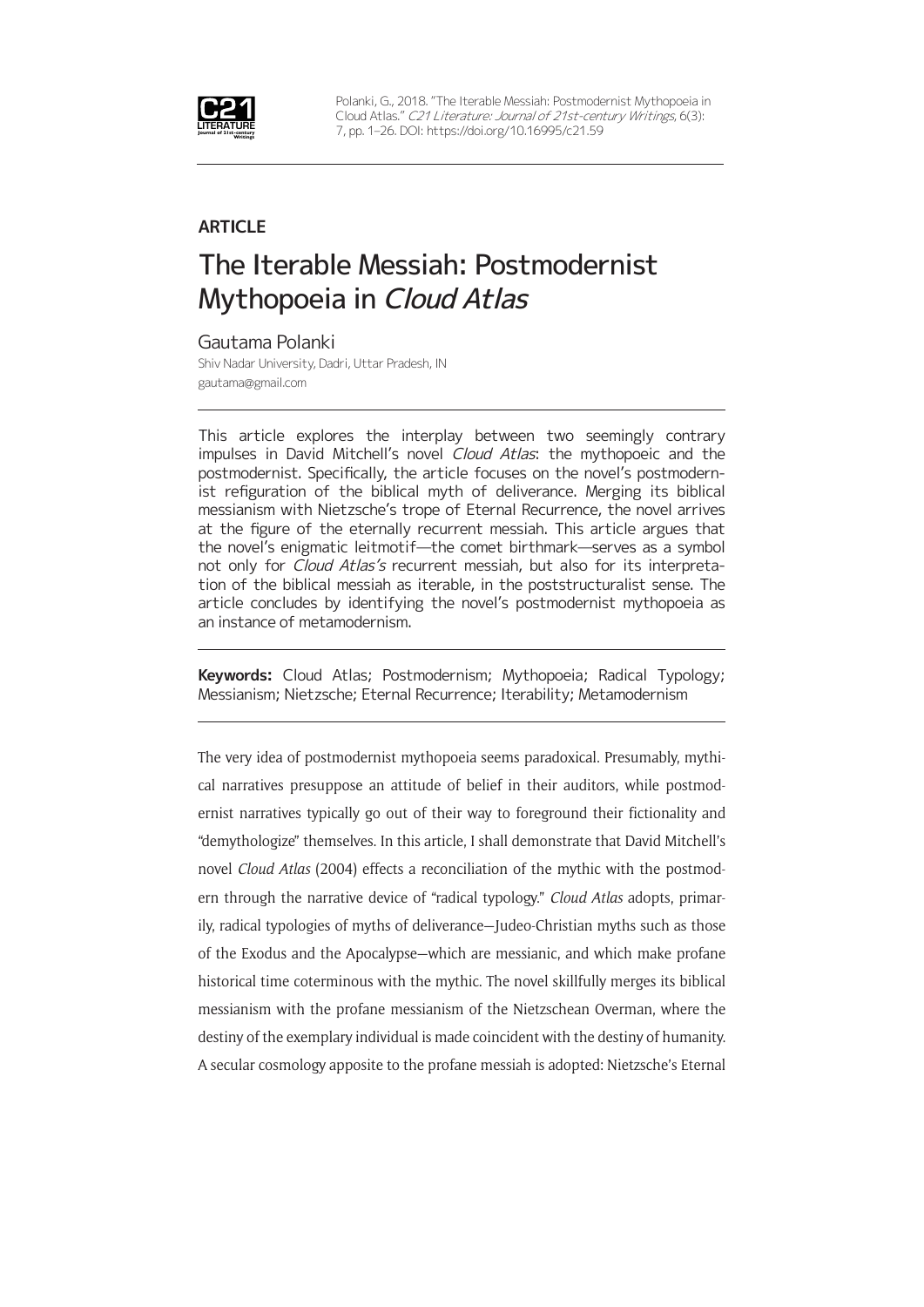**ARTICLE**

# The Iterable Messiah: Postmodernist Mythopoeia in *Cloud Atlas*

Gautama Polanki

Shiv Nadar University, Dadri, Uttar Pradesh, IN

gautama@gmail.com

This article explores the interplay between two seemingly contrary impulses in David Mitchell's novel *Cloud Atlas*: the mythopoeic and the postmodernist. Specifically, the article focuses on the novel's postmodernist refiguration of the biblical myth of deliverance. Merging its biblical messianism with Nietzsche's trope of Eternal Recurrence, the novel arrives at the figure of the eternally recurrent messiah. This article argues that the novel's enigmatic leitmotif—the comet birthmark—serves as a symbol not only for *Cloud Atlas's* recurrent messiah, but also for its interpretation of the biblical messiah as iterable, in the poststructuralist sense. The article concludes by identifying the novel's postmodernist mythopoeia as an instance of metamodernism.

**Keywords:** Cloud Atlas; Postmodernism; Mythopoeia; Radical Typology; Messianism; Nietzsche; Eternal Recurrence; Iterability; Metamodernism

The very idea of postmodernist mythopoeia seems paradoxical. Presumably, mythical narratives presuppose an attitude of belief in their auditors, while postmodernist narratives typically go out of their way to foreground their fictionality and "demythologize" themselves. In this article, I shall demonstrate that David Mitchell's novel *Cloud Atlas* (2004) effects a reconciliation of the mythic with the postmodern through the narrative device of "radical typology." *Cloud Atlas* adopts, primarily, radical typologies of myths of deliverance—Judeo-Christian myths such as those of the Exodus and the Apocalypse—which are messianic, and which make profane historical time coterminous with the mythic. The novel skillfully merges its biblical messianism with the profane messianism of the Nietzschean Overman, where the destiny of the exemplary individual is made coincident with the destiny of humanity. A secular cosmology apposite to the profane messiah is adopted: Nietzsche's Eternal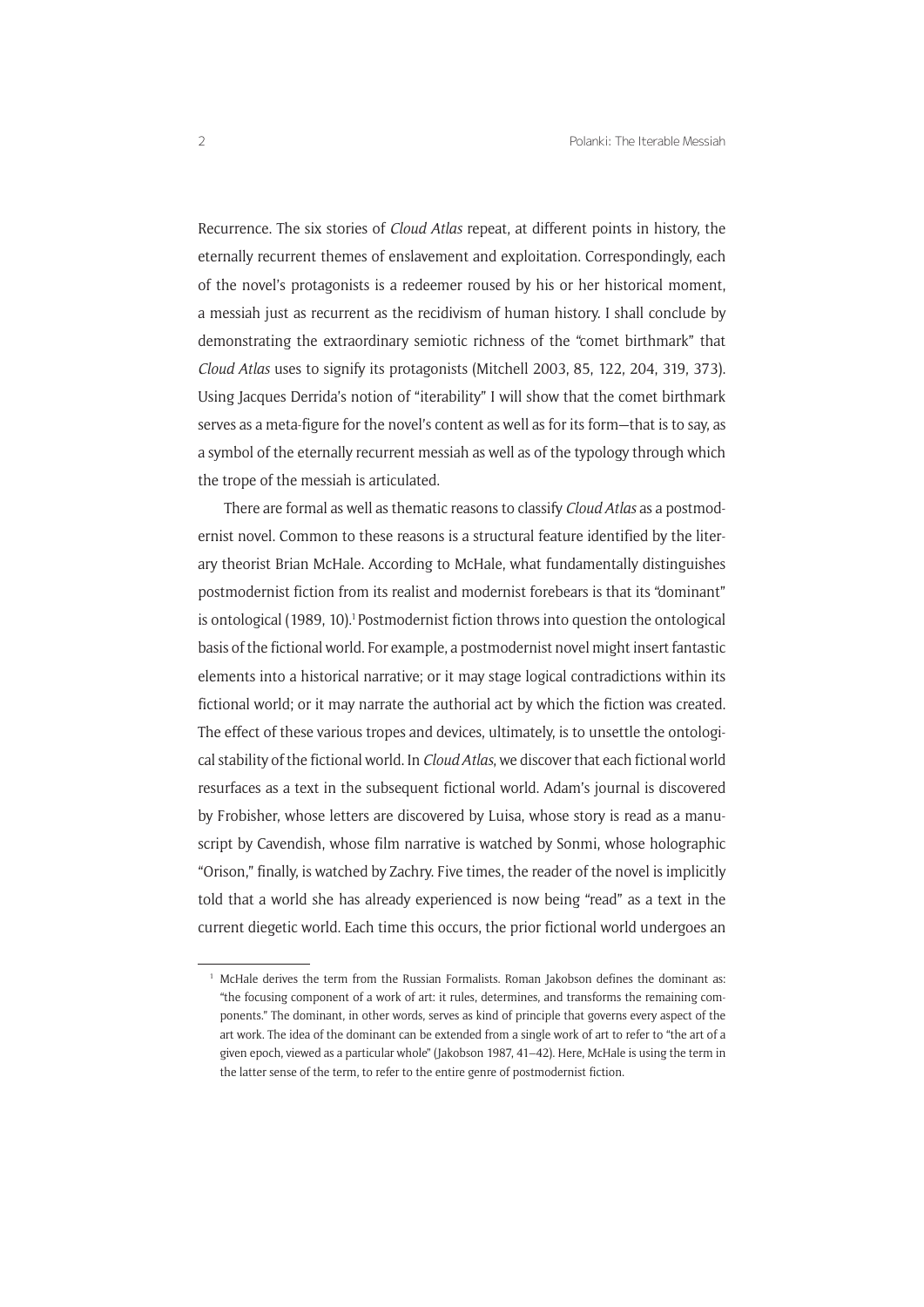Recurrence. The six stories of *Cloud Atlas* repeat, at different points in history, the eternally recurrent themes of enslavement and exploitation. Correspondingly, each of the novel's protagonists is a redeemer roused by his or her historical moment, a messiah just as recurrent as the recidivism of human history. I shall conclude by demonstrating the extraordinary semiotic richness of the "comet birthmark" that *Cloud Atlas* uses to signify its protagonists (Mitchell 2003, 85, 122, 204, 319, 373). Using Jacques Derrida's notion of "iterability" I will show that the comet birthmark serves as a meta-figure for the novel's content as well as for its form—that is to say, as a symbol of the eternally recurrent messiah as well as of the typology through which the trope of the messiah is articulated.

There are formal as well as thematic reasons to classify *Cloud Atlas* as a postmodernist novel. Common to these reasons is a structural feature identified by the literary theorist Brian McHale. According to McHale, what fundamentally distinguishes postmodernist fiction from its realist and modernist forebears is that its "dominant" is ontological (1989, 10).[1] Postmodernist fiction throws into question the ontological basis of the fictional world. For example, a postmodernist novel might insert fantastic elements into a historical narrative; or it may stage logical contradictions within its fictional world; or it may narrate the authorial act by which the fiction was created. The effect of these various tropes and devices, ultimately, is to unsettle the ontological stability of the fictional world. In *Cloud Atlas*, we discover that each fictional world resurfaces as a text in the subsequent fictional world. Adam's journal is discovered by Frobisher, whose letters are discovered by Luisa, whose story is read as a manuscript by Cavendish, whose film narrative is watched by Sonmi, whose holographic "Orison," finally, is watched by Zachry. Five times, the reader of the novel is implicitly told that a world she has already experienced is now being "read" as a text in the current diegetic world. Each time this occurs, the prior fictional world undergoes an

[1] McHale derives the term from the Russian Formalists. Roman Jakobson defines the dominant as: "the focusing component of a work of art: it rules, determines, and transforms the remaining components." The dominant, in other words, serves as kind of principle that governs every aspect of the art work. The idea of the dominant can be extended from a single work of art to refer to "the art of a given epoch, viewed as a particular whole" (Jakobson 1987, 41–42). Here, McHale is using the term in the latter sense of the term, to refer to the entire genre of postmodernist fiction.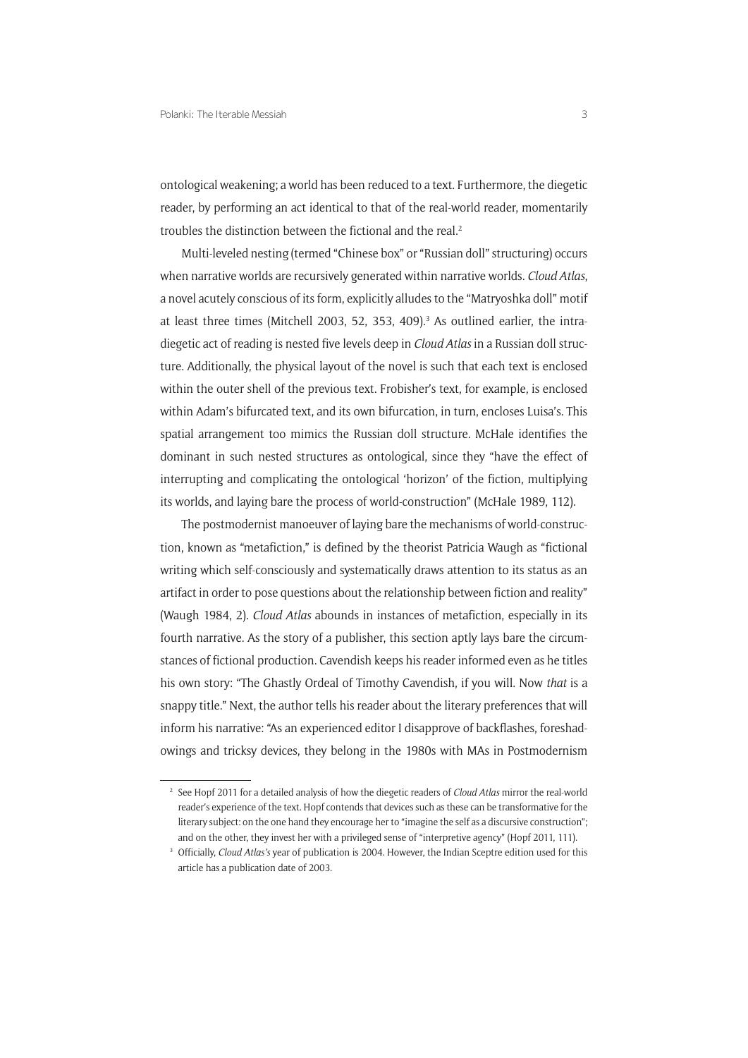ontological weakening; a world has been reduced to a text. Furthermore, the diegetic reader, by performing an act identical to that of the real-world reader, momentarily troubles the distinction between the fictional and the real.[2]

Multi-leveled nesting (termed "Chinese box" or "Russian doll" structuring) occurs when narrative worlds are recursively generated within narrative worlds. *Cloud Atlas*, a novel acutely conscious of its form, explicitly alludes to the "Matryoshka doll" motif at least three times (Mitchell 2003, 52, 353, 409).[3] As outlined earlier, the intra-diegetic act of reading is nested five levels deep in *Cloud Atlas* in a Russian doll structure. Additionally, the physical layout of the novel is such that each text is enclosed within the outer shell of the previous text. Frobisher's text, for example, is enclosed within Adam's bifurcated text, and its own bifurcation, in turn, encloses Luisa's. This spatial arrangement too mimics the Russian doll structure. McHale identifies the dominant in such nested structures as ontological, since they "have the effect of interrupting and complicating the ontological 'horizon' of the fiction, multiplying its worlds, and laying bare the process of world-construction" (McHale 1989, 112).

The postmodernist manoeuver of laying bare the mechanisms of world-construction, known as "metafiction," is defined by the theorist Patricia Waugh as "fictional writing which self-consciously and systematically draws attention to its status as an artifact in order to pose questions about the relationship between fiction and reality" (Waugh 1984, 2). *Cloud Atlas* abounds in instances of metafiction, especially in its fourth narrative. As the story of a publisher, this section aptly lays bare the circumstances of fictional production. Cavendish keeps his reader informed even as he titles his own story: "The Ghastly Ordeal of Timothy Cavendish, if you will. Now *that* is a snappy title." Next, the author tells his reader about the literary preferences that will inform his narrative: "As an experienced editor I disapprove of backflashes, foreshadowings and tricksy devices, they belong in the 1980s with MAs in Postmodernism

---

[2] See Hopf 2011 for a detailed analysis of how the diegetic readers of *Cloud Atlas* mirror the real-world reader's experience of the text. Hopf contends that devices such as these can be transformative for the literary subject: on the one hand they encourage her to "imagine the self as a discursive construction"; and on the other, they invest her with a privileged sense of "interpretive agency" (Hopf 2011, 111).

[3] Officially, *Cloud Atlas's* year of publication is 2004. However, the Indian Sceptre edition used for this article has a publication date of 2003.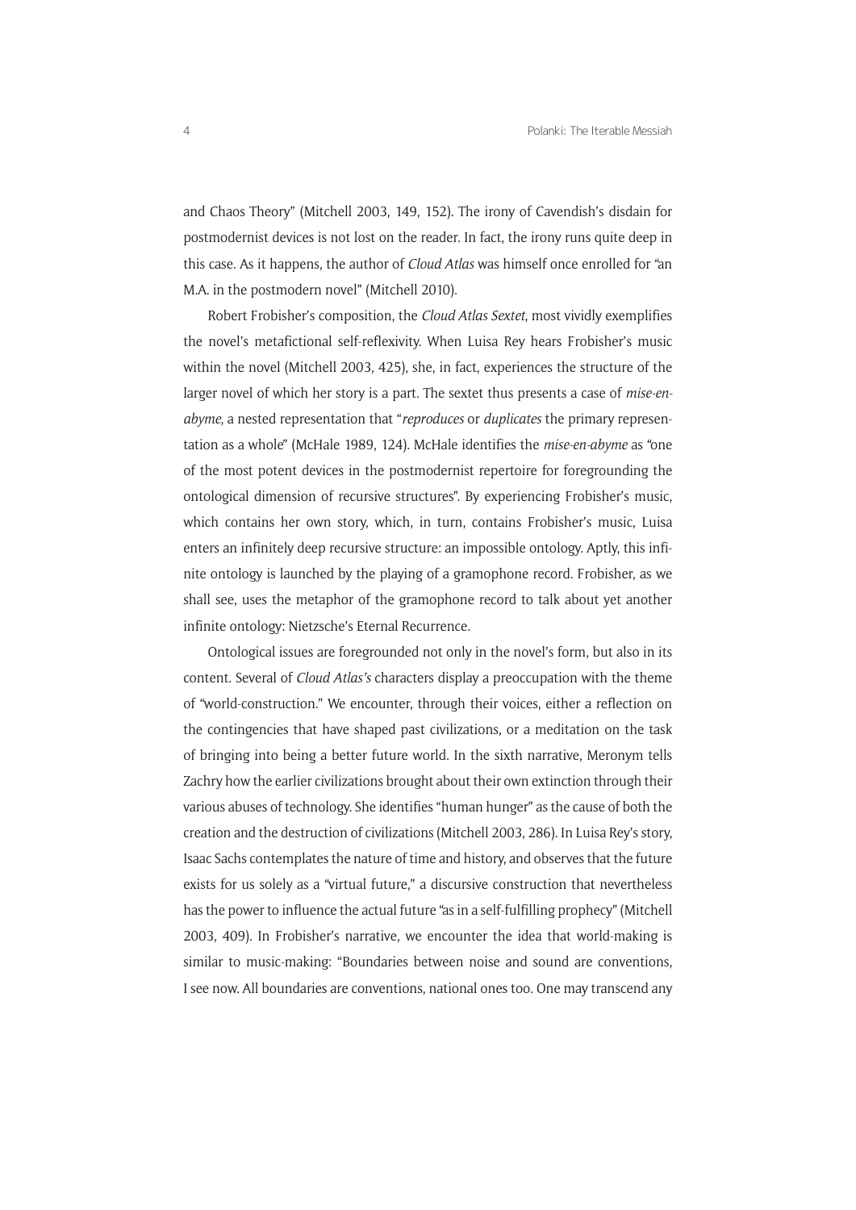and Chaos Theory" (Mitchell 2003, 149, 152). The irony of Cavendish's disdain for postmodernist devices is not lost on the reader. In fact, the irony runs quite deep in this case. As it happens, the author of *Cloud Atlas* was himself once enrolled for "an M.A. in the postmodern novel" (Mitchell 2010).

Robert Frobisher's composition, the *Cloud Atlas Sextet*, most vividly exemplifies the novel's metafictional self-reflexivity. When Luisa Rey hears Frobisher's music within the novel (Mitchell 2003, 425), she, in fact, experiences the structure of the larger novel of which her story is a part. The sextet thus presents a case of *mise-en-abyme*, a nested representation that "*reproduces* or *duplicates* the primary representation as a whole" (McHale 1989, 124). McHale identifies the *mise-en-abyme* as "one of the most potent devices in the postmodernist repertoire for foregrounding the ontological dimension of recursive structures". By experiencing Frobisher's music, which contains her own story, which, in turn, contains Frobisher's music, Luisa enters an infinitely deep recursive structure: an impossible ontology. Aptly, this infinite ontology is launched by the playing of a gramophone record. Frobisher, as we shall see, uses the metaphor of the gramophone record to talk about yet another infinite ontology: Nietzsche's Eternal Recurrence.

Ontological issues are foregrounded not only in the novel's form, but also in its content. Several of *Cloud Atlas's* characters display a preoccupation with the theme of "world-construction." We encounter, through their voices, either a reflection on the contingencies that have shaped past civilizations, or a meditation on the task of bringing into being a better future world. In the sixth narrative, Meronym tells Zachry how the earlier civilizations brought about their own extinction through their various abuses of technology. She identifies "human hunger" as the cause of both the creation and the destruction of civilizations (Mitchell 2003, 286). In Luisa Rey's story, Isaac Sachs contemplates the nature of time and history, and observes that the future exists for us solely as a "virtual future," a discursive construction that nevertheless has the power to influence the actual future "as in a self-fulfilling prophecy" (Mitchell 2003, 409). In Frobisher's narrative, we encounter the idea that world-making is similar to music-making: "Boundaries between noise and sound are conventions, I see now. All boundaries are conventions, national ones too. One may transcend any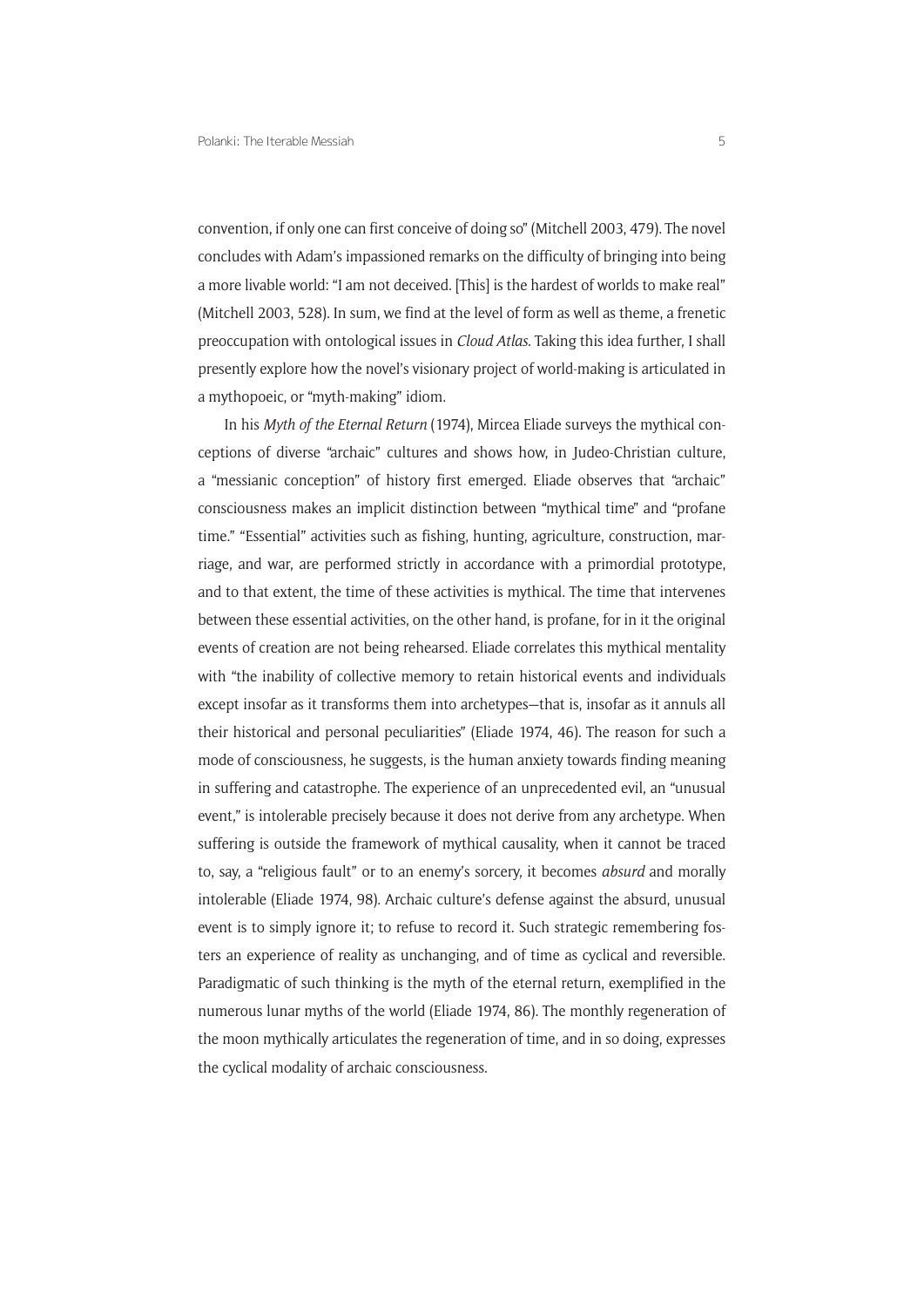convention, if only one can first conceive of doing so" (Mitchell 2003, 479). The novel concludes with Adam's impassioned remarks on the difficulty of bringing into being a more livable world: "I am not deceived. [This] is the hardest of worlds to make real" (Mitchell 2003, 528). In sum, we find at the level of form as well as theme, a frenetic preoccupation with ontological issues in *Cloud Atlas*. Taking this idea further, I shall presently explore how the novel's visionary project of world-making is articulated in a mythopoeic, or "myth-making" idiom.

In his *Myth of the Eternal Return* (1974), Mircea Eliade surveys the mythical conceptions of diverse "archaic" cultures and shows how, in Judeo-Christian culture, a "messianic conception" of history first emerged. Eliade observes that "archaic" consciousness makes an implicit distinction between "mythical time" and "profane time." "Essential" activities such as fishing, hunting, agriculture, construction, marriage, and war, are performed strictly in accordance with a primordial prototype, and to that extent, the time of these activities is mythical. The time that intervenes between these essential activities, on the other hand, is profane, for in it the original events of creation are not being rehearsed. Eliade correlates this mythical mentality with "the inability of collective memory to retain historical events and individuals except insofar as it transforms them into archetypes—that is, insofar as it annuls all their historical and personal peculiarities" (Eliade 1974, 46). The reason for such a mode of consciousness, he suggests, is the human anxiety towards finding meaning in suffering and catastrophe. The experience of an unprecedented evil, an "unusual event," is intolerable precisely because it does not derive from any archetype. When suffering is outside the framework of mythical causality, when it cannot be traced to, say, a "religious fault" or to an enemy's sorcery, it becomes *absurd* and morally intolerable (Eliade 1974, 98). Archaic culture's defense against the absurd, unusual event is to simply ignore it; to refuse to record it. Such strategic remembering fosters an experience of reality as unchanging, and of time as cyclical and reversible. Paradigmatic of such thinking is the myth of the eternal return, exemplified in the numerous lunar myths of the world (Eliade 1974, 86). The monthly regeneration of the moon mythically articulates the regeneration of time, and in so doing, expresses the cyclical modality of archaic consciousness.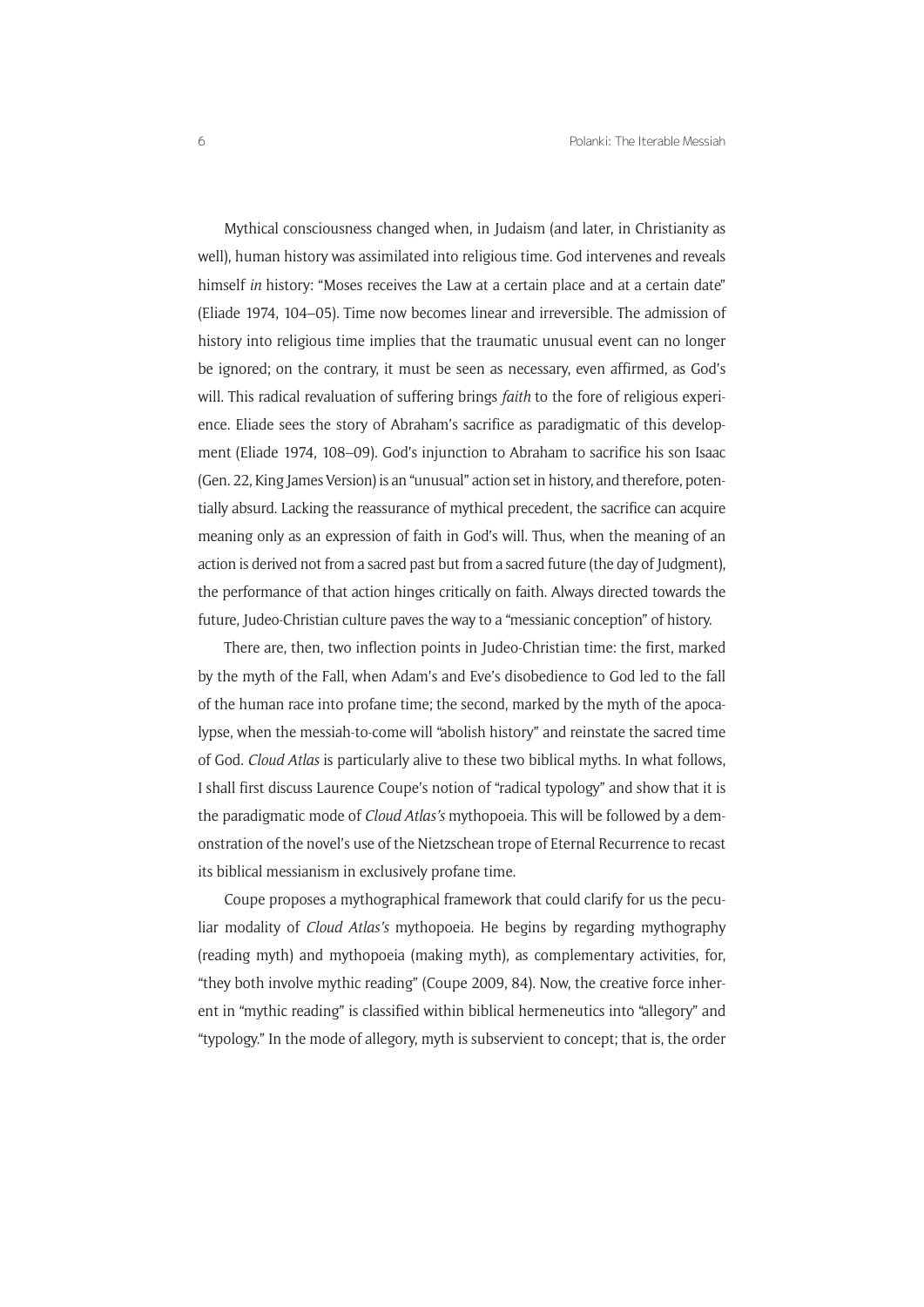Mythical consciousness changed when, in Judaism (and later, in Christianity as well), human history was assimilated into religious time. God intervenes and reveals himself *in* history: "Moses receives the Law at a certain place and at a certain date" (Eliade 1974, 104–05). Time now becomes linear and irreversible. The admission of history into religious time implies that the traumatic unusual event can no longer be ignored; on the contrary, it must be seen as necessary, even affirmed, as God's will. This radical revaluation of suffering brings *faith* to the fore of religious experience. Eliade sees the story of Abraham's sacrifice as paradigmatic of this development (Eliade 1974, 108–09). God's injunction to Abraham to sacrifice his son Isaac (Gen. 22, King James Version) is an "unusual" action set in history, and therefore, potentially absurd. Lacking the reassurance of mythical precedent, the sacrifice can acquire meaning only as an expression of faith in God's will. Thus, when the meaning of an action is derived not from a sacred past but from a sacred future (the day of Judgment), the performance of that action hinges critically on faith. Always directed towards the future, Judeo-Christian culture paves the way to a "messianic conception" of history.

There are, then, two inflection points in Judeo-Christian time: the first, marked by the myth of the Fall, when Adam's and Eve's disobedience to God led to the fall of the human race into profane time; the second, marked by the myth of the apocalypse, when the messiah-to-come will "abolish history" and reinstate the sacred time of God. *Cloud Atlas* is particularly alive to these two biblical myths. In what follows, I shall first discuss Laurence Coupe's notion of "radical typology" and show that it is the paradigmatic mode of *Cloud Atlas's* mythopoeia. This will be followed by a demonstration of the novel's use of the Nietzschean trope of Eternal Recurrence to recast its biblical messianism in exclusively profane time.

Coupe proposes a mythographical framework that could clarify for us the peculiar modality of *Cloud Atlas's* mythopoeia. He begins by regarding mythography (reading myth) and mythopoeia (making myth), as complementary activities, for, "they both involve mythic reading" (Coupe 2009, 84). Now, the creative force inherent in "mythic reading" is classified within biblical hermeneutics into "allegory" and "typology." In the mode of allegory, myth is subservient to concept; that is, the order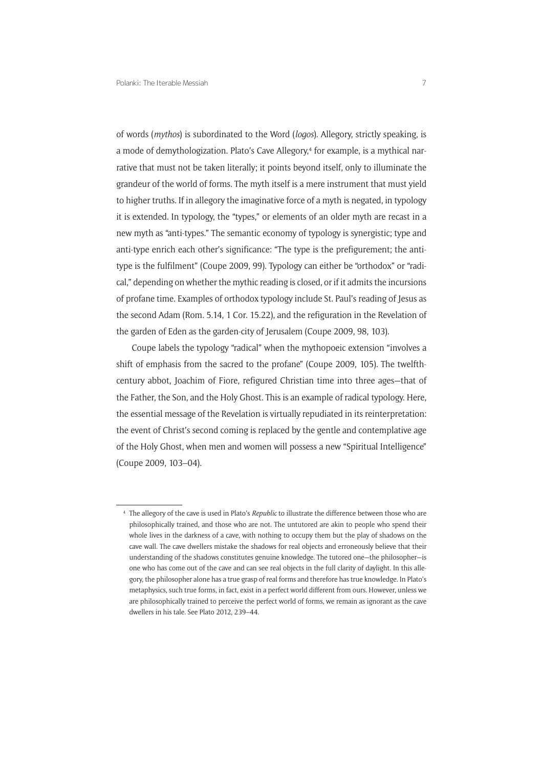of words (*mythos*) is subordinated to the Word (*logos*). Allegory, strictly speaking, is a mode of demythologization. Plato's Cave Allegory,[4] for example, is a mythical narrative that must not be taken literally; it points beyond itself, only to illuminate the grandeur of the world of forms. The myth itself is a mere instrument that must yield to higher truths. If in allegory the imaginative force of a myth is negated, in typology it is extended. In typology, the "types," or elements of an older myth are recast in a new myth as "anti-types." The semantic economy of typology is synergistic; type and anti-type enrich each other's significance: "The type is the prefigurement; the anti-type is the fulfilment" (Coupe 2009, 99). Typology can either be "orthodox" or "radical," depending on whether the mythic reading is closed, or if it admits the incursions of profane time. Examples of orthodox typology include St. Paul's reading of Jesus as the second Adam (Rom. 5.14, 1 Cor. 15.22), and the refiguration in the Revelation of the garden of Eden as the garden-city of Jerusalem (Coupe 2009, 98, 103).

Coupe labels the typology "radical" when the mythopoeic extension "involves a shift of emphasis from the sacred to the profane" (Coupe 2009, 105). The twelfth-century abbot, Joachim of Fiore, refigured Christian time into three ages—that of the Father, the Son, and the Holy Ghost. This is an example of radical typology. Here, the essential message of the Revelation is virtually repudiated in its reinterpretation: the event of Christ's second coming is replaced by the gentle and contemplative age of the Holy Ghost, when men and women will possess a new "Spiritual Intelligence" (Coupe 2009, 103–04).

---

[4] The allegory of the cave is used in Plato's *Republic* to illustrate the difference between those who are philosophically trained, and those who are not. The untutored are akin to people who spend their whole lives in the darkness of a cave, with nothing to occupy them but the play of shadows on the cave wall. The cave dwellers mistake the shadows for real objects and erroneously believe that their understanding of the shadows constitutes genuine knowledge. The tutored one—the philosopher—is one who has come out of the cave and can see real objects in the full clarity of daylight. In this allegory, the philosopher alone has a true grasp of real forms and therefore has true knowledge. In Plato's metaphysics, such true forms, in fact, exist in a perfect world different from ours. However, unless we are philosophically trained to perceive the perfect world of forms, we remain as ignorant as the cave dwellers in his tale. See Plato 2012, 239–44.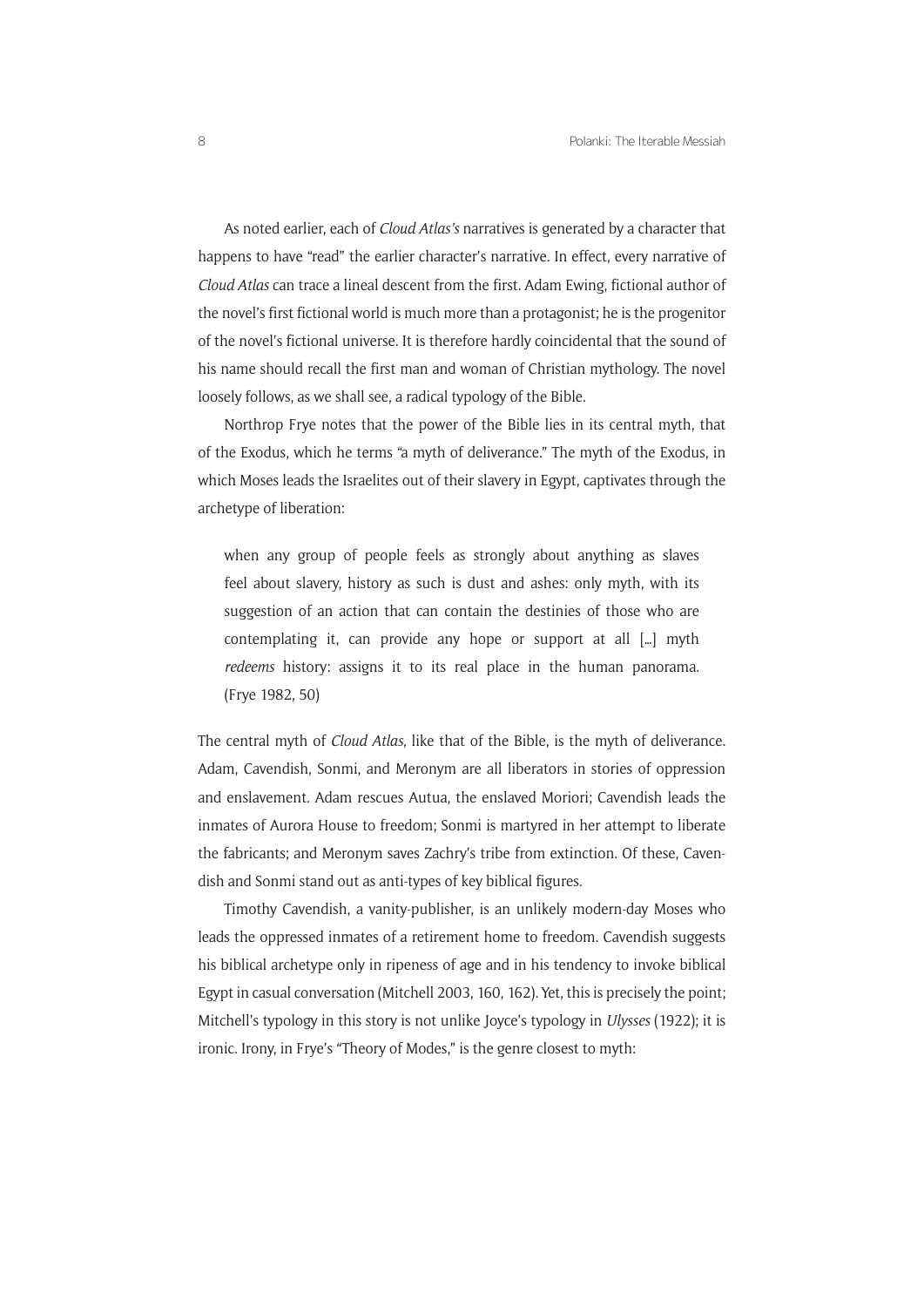As noted earlier, each of *Cloud Atlas's* narratives is generated by a character that happens to have "read" the earlier character's narrative. In effect, every narrative of *Cloud Atlas* can trace a lineal descent from the first. Adam Ewing, fictional author of the novel's first fictional world is much more than a protagonist; he is the progenitor of the novel's fictional universe. It is therefore hardly coincidental that the sound of his name should recall the first man and woman of Christian mythology. The novel loosely follows, as we shall see, a radical typology of the Bible.

Northrop Frye notes that the power of the Bible lies in its central myth, that of the Exodus, which he terms "a myth of deliverance." The myth of the Exodus, in which Moses leads the Israelites out of their slavery in Egypt, captivates through the archetype of liberation:

> when any group of people feels as strongly about anything as slaves feel about slavery, history as such is dust and ashes: only myth, with its suggestion of an action that can contain the destinies of those who are contemplating it, can provide any hope or support at all [...] myth *redeems* history: assigns it to its real place in the human panorama. (Frye 1982, 50)

The central myth of *Cloud Atlas*, like that of the Bible, is the myth of deliverance. Adam, Cavendish, Sonmi, and Meronym are all liberators in stories of oppression and enslavement. Adam rescues Autua, the enslaved Moriori; Cavendish leads the inmates of Aurora House to freedom; Sonmi is martyred in her attempt to liberate the fabricants; and Meronym saves Zachry's tribe from extinction. Of these, Cavendish and Sonmi stand out as anti-types of key biblical figures.

Timothy Cavendish, a vanity-publisher, is an unlikely modern-day Moses who leads the oppressed inmates of a retirement home to freedom. Cavendish suggests his biblical archetype only in ripeness of age and in his tendency to invoke biblical Egypt in casual conversation (Mitchell 2003, 160, 162). Yet, this is precisely the point; Mitchell's typology in this story is not unlike Joyce's typology in *Ulysses* (1922); it is ironic. Irony, in Frye's "Theory of Modes," is the genre closest to myth: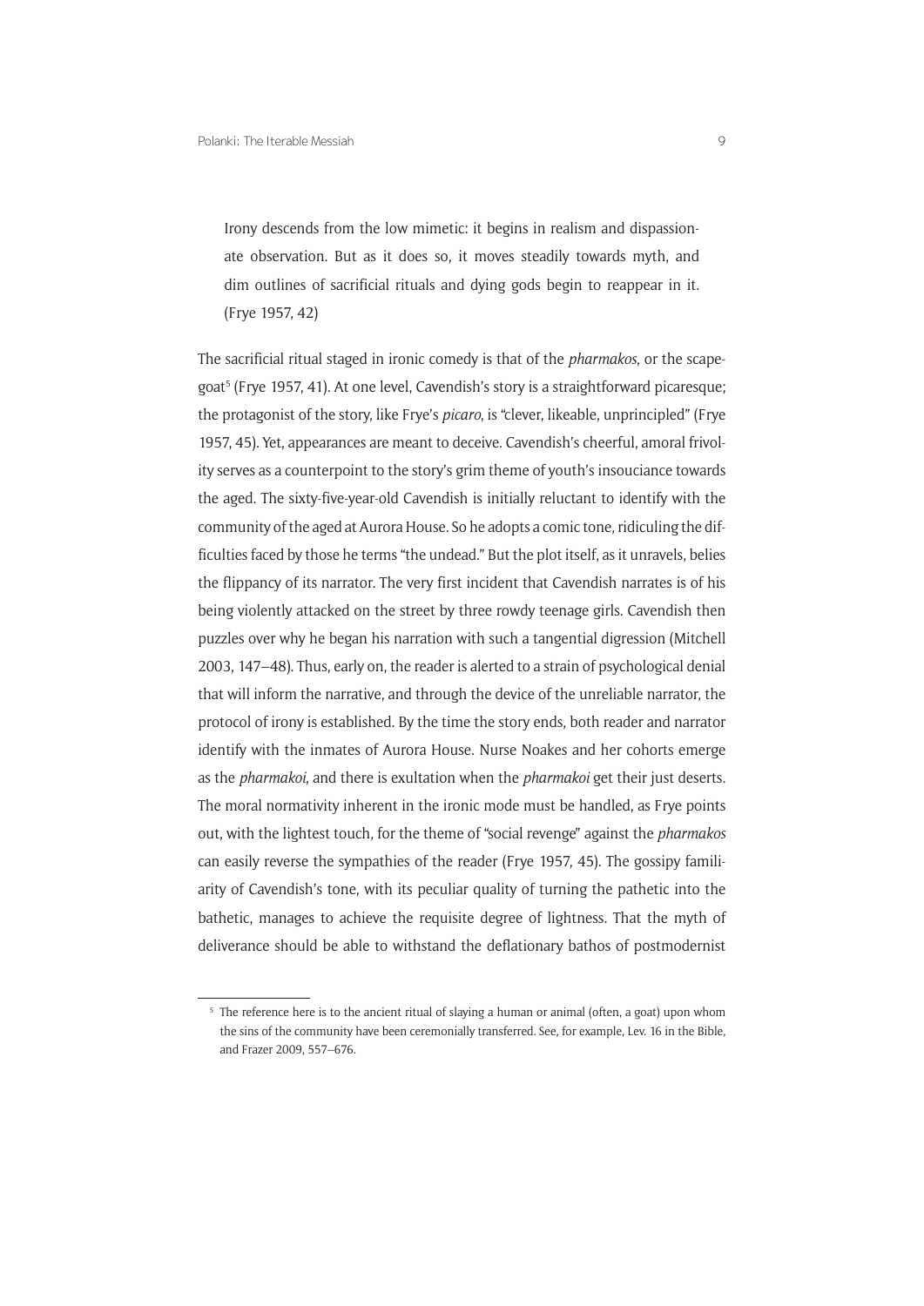> Irony descends from the low mimetic: it begins in realism and dispassionate observation. But as it does so, it moves steadily towards myth, and dim outlines of sacrificial rituals and dying gods begin to reappear in it. (Frye 1957, 42)

The sacrificial ritual staged in ironic comedy is that of the *pharmakos*, or the scapegoat[5] (Frye 1957, 41). At one level, Cavendish's story is a straightforward picaresque; the protagonist of the story, like Frye's *picaro*, is "clever, likeable, unprincipled" (Frye 1957, 45). Yet, appearances are meant to deceive. Cavendish's cheerful, amoral frivolity serves as a counterpoint to the story's grim theme of youth's insouciance towards the aged. The sixty-five-year-old Cavendish is initially reluctant to identify with the community of the aged at Aurora House. So he adopts a comic tone, ridiculing the difficulties faced by those he terms "the undead." But the plot itself, as it unravels, belies the flippancy of its narrator. The very first incident that Cavendish narrates is of his being violently attacked on the street by three rowdy teenage girls. Cavendish then puzzles over why he began his narration with such a tangential digression (Mitchell 2003, 147–48). Thus, early on, the reader is alerted to a strain of psychological denial that will inform the narrative, and through the device of the unreliable narrator, the protocol of irony is established. By the time the story ends, both reader and narrator identify with the inmates of Aurora House. Nurse Noakes and her cohorts emerge as the *pharmakoi*, and there is exultation when the *pharmakoi* get their just deserts. The moral normativity inherent in the ironic mode must be handled, as Frye points out, with the lightest touch, for the theme of "social revenge" against the *pharmakos* can easily reverse the sympathies of the reader (Frye 1957, 45). The gossipy familiarity of Cavendish's tone, with its peculiar quality of turning the pathetic into the bathetic, manages to achieve the requisite degree of lightness. That the myth of deliverance should be able to withstand the deflationary bathos of postmodernist

[5] The reference here is to the ancient ritual of slaying a human or animal (often, a goat) upon whom the sins of the community have been ceremonially transferred. See, for example, Lev. 16 in the Bible, and Frazer 2009, 557–676.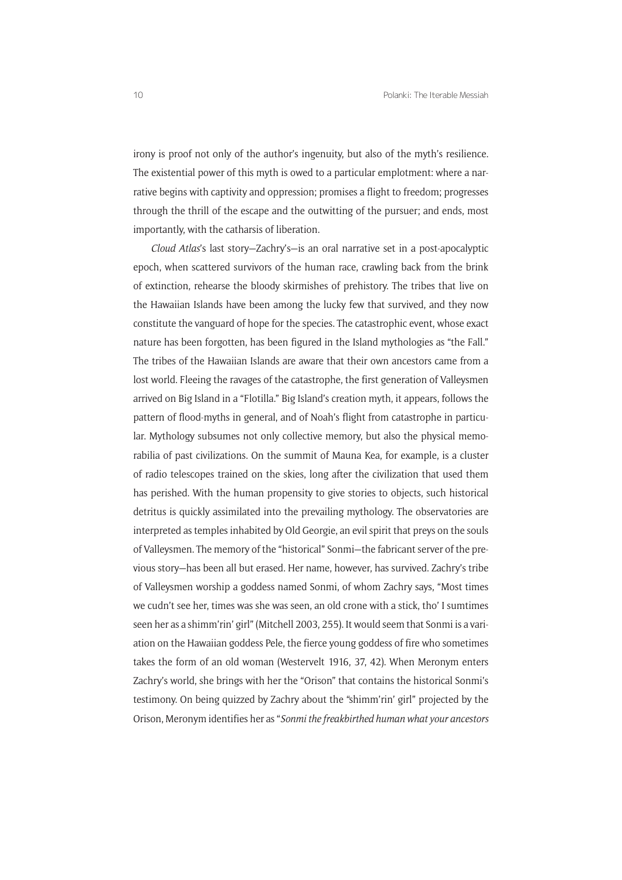irony is proof not only of the author's ingenuity, but also of the myth's resilience. The existential power of this myth is owed to a particular emplotment: where a narrative begins with captivity and oppression; promises a flight to freedom; progresses through the thrill of the escape and the outwitting of the pursuer; and ends, most importantly, with the catharsis of liberation.

*Cloud Atlas*'s last story—Zachry's—is an oral narrative set in a post-apocalyptic epoch, when scattered survivors of the human race, crawling back from the brink of extinction, rehearse the bloody skirmishes of prehistory. The tribes that live on the Hawaiian Islands have been among the lucky few that survived, and they now constitute the vanguard of hope for the species. The catastrophic event, whose exact nature has been forgotten, has been figured in the Island mythologies as "the Fall." The tribes of the Hawaiian Islands are aware that their own ancestors came from a lost world. Fleeing the ravages of the catastrophe, the first generation of Valleysmen arrived on Big Island in a "Flotilla." Big Island's creation myth, it appears, follows the pattern of flood-myths in general, and of Noah's flight from catastrophe in particular. Mythology subsumes not only collective memory, but also the physical memorabilia of past civilizations. On the summit of Mauna Kea, for example, is a cluster of radio telescopes trained on the skies, long after the civilization that used them has perished. With the human propensity to give stories to objects, such historical detritus is quickly assimilated into the prevailing mythology. The observatories are interpreted as temples inhabited by Old Georgie, an evil spirit that preys on the souls of Valleysmen. The memory of the "historical" Sonmi—the fabricant server of the previous story—has been all but erased. Her name, however, has survived. Zachry's tribe of Valleysmen worship a goddess named Sonmi, of whom Zachry says, "Most times we cudn't see her, times was she was seen, an old crone with a stick, tho' I sumtimes seen her as a shimm'rin' girl" (Mitchell 2003, 255). It would seem that Sonmi is a variation on the Hawaiian goddess Pele, the fierce young goddess of fire who sometimes takes the form of an old woman (Westervelt 1916, 37, 42). When Meronym enters Zachry's world, she brings with her the "Orison" that contains the historical Sonmi's testimony. On being quizzed by Zachry about the "shimm'rin' girl" projected by the Orison, Meronym identifies her as "*Sonmi the freakbirthed human what your ancestors*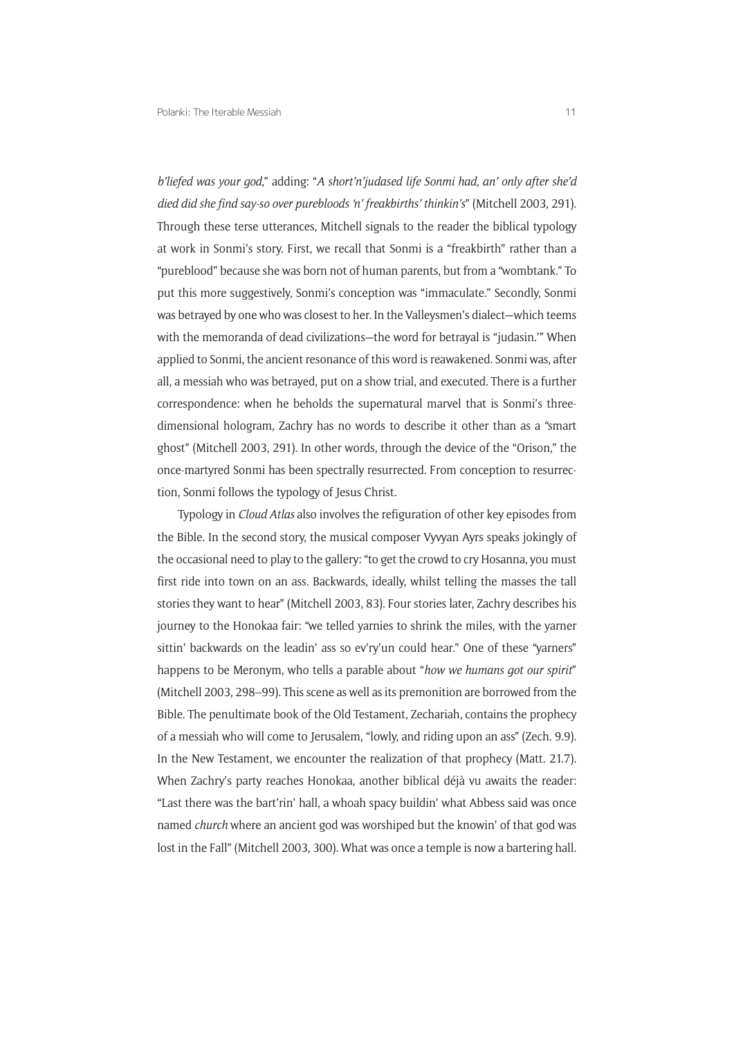*b'liefed was your god*," adding: "*A short'n'judased life Sonmi had, an' only after she'd died did she find say-so over purebloods 'n' freakbirths' thinkin's*" (Mitchell 2003, 291). Through these terse utterances, Mitchell signals to the reader the biblical typology at work in Sonmi's story. First, we recall that Sonmi is a "freakbirth" rather than a "pureblood" because she was born not of human parents, but from a "wombtank." To put this more suggestively, Sonmi's conception was "immaculate." Secondly, Sonmi was betrayed by one who was closest to her. In the Valleysmen's dialect—which teems with the memoranda of dead civilizations—the word for betrayal is "judasin.'" When applied to Sonmi, the ancient resonance of this word is reawakened. Sonmi was, after all, a messiah who was betrayed, put on a show trial, and executed. There is a further correspondence: when he beholds the supernatural marvel that is Sonmi's three-dimensional hologram, Zachry has no words to describe it other than as a "smart ghost" (Mitchell 2003, 291). In other words, through the device of the "Orison," the once-martyred Sonmi has been spectrally resurrected. From conception to resurrection, Sonmi follows the typology of Jesus Christ.

Typology in *Cloud Atlas* also involves the refiguration of other key episodes from the Bible. In the second story, the musical composer Vyvyan Ayrs speaks jokingly of the occasional need to play to the gallery: "to get the crowd to cry Hosanna, you must first ride into town on an ass. Backwards, ideally, whilst telling the masses the tall stories they want to hear" (Mitchell 2003, 83). Four stories later, Zachry describes his journey to the Honokaa fair: "we telled yarnies to shrink the miles, with the yarner sittin' backwards on the leadin' ass so ev'ry'un could hear." One of these "yarners" happens to be Meronym, who tells a parable about "*how we humans got our spirit*" (Mitchell 2003, 298–99). This scene as well as its premonition are borrowed from the Bible. The penultimate book of the Old Testament, Zechariah, contains the prophecy of a messiah who will come to Jerusalem, "lowly, and riding upon an ass" (Zech. 9.9). In the New Testament, we encounter the realization of that prophecy (Matt. 21.7). When Zachry's party reaches Honokaa, another biblical déjà vu awaits the reader: "Last there was the bart'rin' hall, a whoah spacy buildin' what Abbess said was once named *church* where an ancient god was worshiped but the knowin' of that god was lost in the Fall" (Mitchell 2003, 300). What was once a temple is now a bartering hall.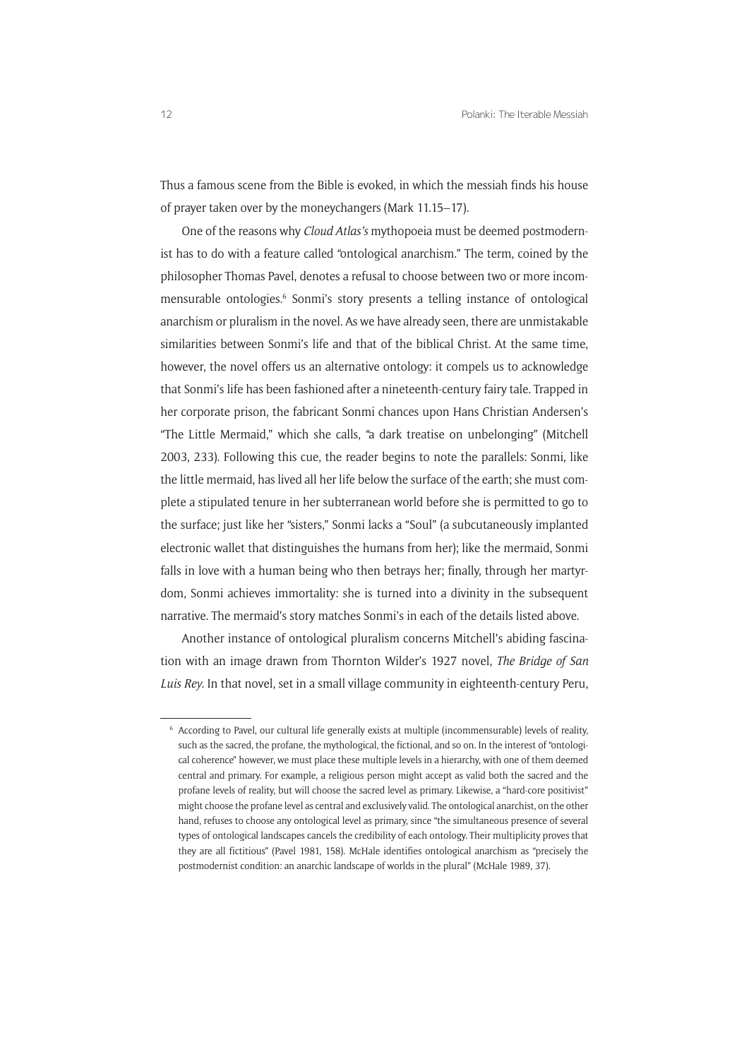Thus a famous scene from the Bible is evoked, in which the messiah finds his house of prayer taken over by the moneychangers (Mark 11.15–17).

One of the reasons why *Cloud Atlas's* mythopoeia must be deemed postmodernist has to do with a feature called "ontological anarchism." The term, coined by the philosopher Thomas Pavel, denotes a refusal to choose between two or more incommensurable ontologies.[6] Sonmi's story presents a telling instance of ontological anarchism or pluralism in the novel. As we have already seen, there are unmistakable similarities between Sonmi's life and that of the biblical Christ. At the same time, however, the novel offers us an alternative ontology: it compels us to acknowledge that Sonmi's life has been fashioned after a nineteenth-century fairy tale. Trapped in her corporate prison, the fabricant Sonmi chances upon Hans Christian Andersen's "The Little Mermaid," which she calls, "a dark treatise on unbelonging" (Mitchell 2003, 233). Following this cue, the reader begins to note the parallels: Sonmi, like the little mermaid, has lived all her life below the surface of the earth; she must complete a stipulated tenure in her subterranean world before she is permitted to go to the surface; just like her "sisters," Sonmi lacks a "Soul" (a subcutaneously implanted electronic wallet that distinguishes the humans from her); like the mermaid, Sonmi falls in love with a human being who then betrays her; finally, through her martyrdom, Sonmi achieves immortality: she is turned into a divinity in the subsequent narrative. The mermaid's story matches Sonmi's in each of the details listed above.

Another instance of ontological pluralism concerns Mitchell's abiding fascination with an image drawn from Thornton Wilder's 1927 novel, *The Bridge of San Luis Rey*. In that novel, set in a small village community in eighteenth-century Peru,

[6] According to Pavel, our cultural life generally exists at multiple (incommensurable) levels of reality, such as the sacred, the profane, the mythological, the fictional, and so on. In the interest of "ontological coherence" however, we must place these multiple levels in a hierarchy, with one of them deemed central and primary. For example, a religious person might accept as valid both the sacred and the profane levels of reality, but will choose the sacred level as primary. Likewise, a "hard-core positivist" might choose the profane level as central and exclusively valid. The ontological anarchist, on the other hand, refuses to choose any ontological level as primary, since "the simultaneous presence of several types of ontological landscapes cancels the credibility of each ontology. Their multiplicity proves that they are all fictitious" (Pavel 1981, 158). McHale identifies ontological anarchism as "precisely the postmodernist condition: an anarchic landscape of worlds in the plural" (McHale 1989, 37).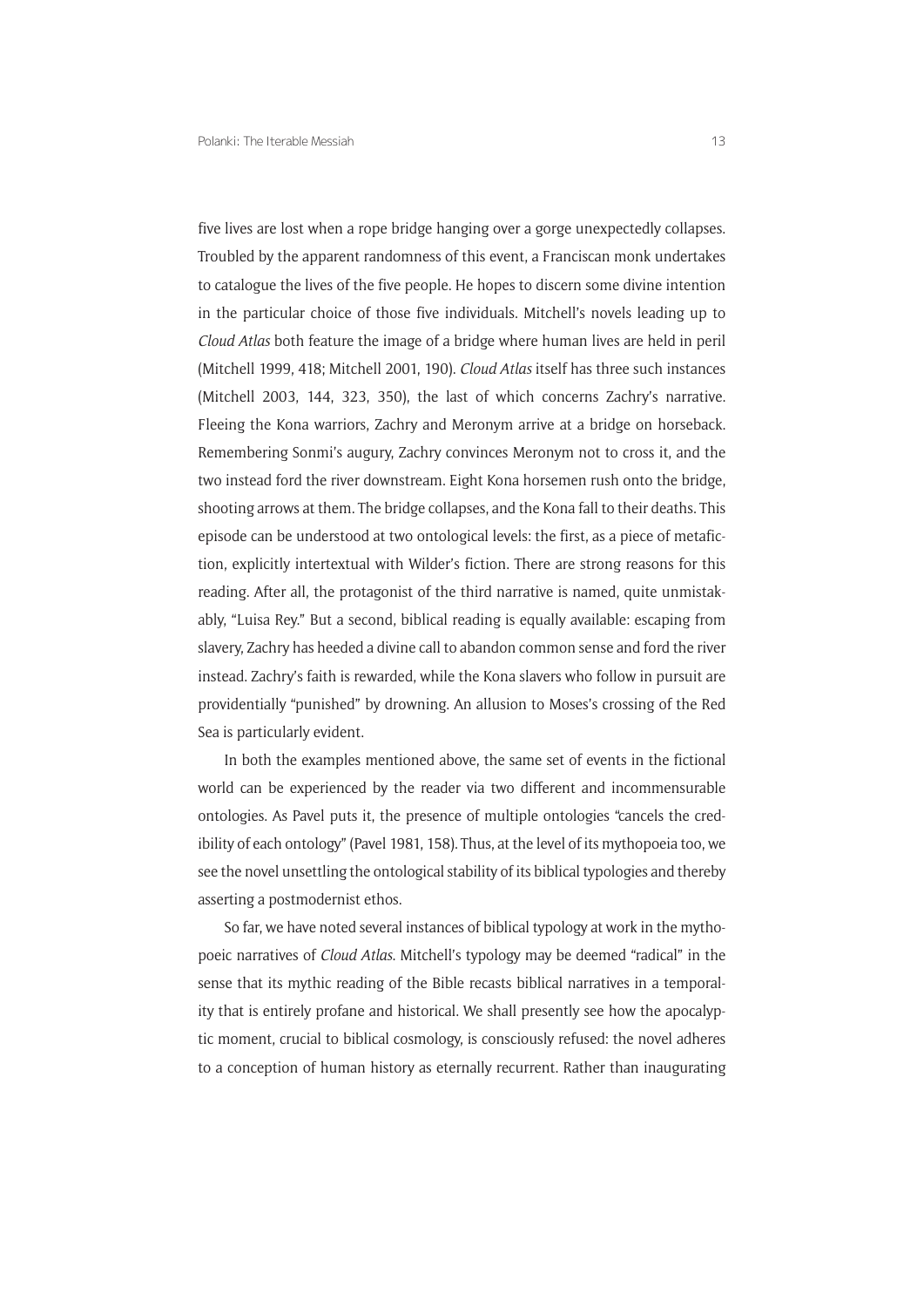five lives are lost when a rope bridge hanging over a gorge unexpectedly collapses. Troubled by the apparent randomness of this event, a Franciscan monk undertakes to catalogue the lives of the five people. He hopes to discern some divine intention in the particular choice of those five individuals. Mitchell's novels leading up to *Cloud Atlas* both feature the image of a bridge where human lives are held in peril (Mitchell 1999, 418; Mitchell 2001, 190). *Cloud Atlas* itself has three such instances (Mitchell 2003, 144, 323, 350), the last of which concerns Zachry's narrative. Fleeing the Kona warriors, Zachry and Meronym arrive at a bridge on horseback. Remembering Sonmi's augury, Zachry convinces Meronym not to cross it, and the two instead ford the river downstream. Eight Kona horsemen rush onto the bridge, shooting arrows at them. The bridge collapses, and the Kona fall to their deaths. This episode can be understood at two ontological levels: the first, as a piece of metafiction, explicitly intertextual with Wilder's fiction. There are strong reasons for this reading. After all, the protagonist of the third narrative is named, quite unmistakably, "Luisa Rey." But a second, biblical reading is equally available: escaping from slavery, Zachry has heeded a divine call to abandon common sense and ford the river instead. Zachry's faith is rewarded, while the Kona slavers who follow in pursuit are providentially "punished" by drowning. An allusion to Moses's crossing of the Red Sea is particularly evident.

In both the examples mentioned above, the same set of events in the fictional world can be experienced by the reader via two different and incommensurable ontologies. As Pavel puts it, the presence of multiple ontologies "cancels the credibility of each ontology" (Pavel 1981, 158). Thus, at the level of its mythopoeia too, we see the novel unsettling the ontological stability of its biblical typologies and thereby asserting a postmodernist ethos.

So far, we have noted several instances of biblical typology at work in the mythopoeic narratives of *Cloud Atlas*. Mitchell's typology may be deemed "radical" in the sense that its mythic reading of the Bible recasts biblical narratives in a temporality that is entirely profane and historical. We shall presently see how the apocalyptic moment, crucial to biblical cosmology, is consciously refused: the novel adheres to a conception of human history as eternally recurrent. Rather than inaugurating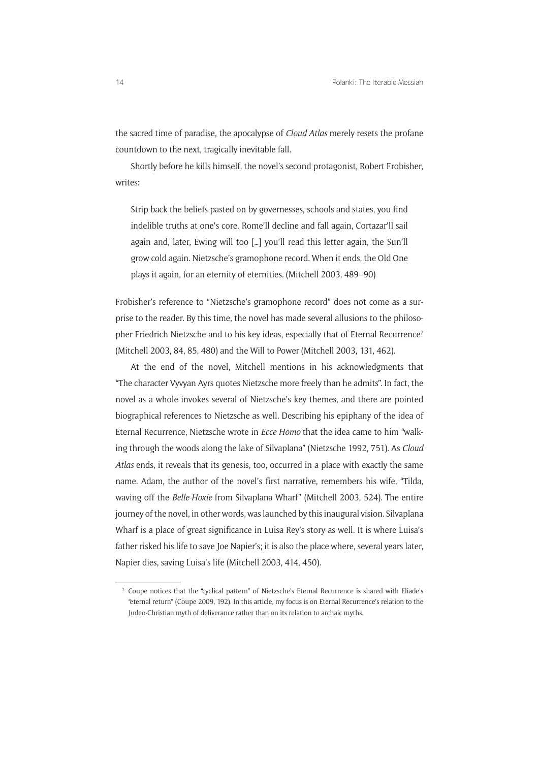the sacred time of paradise, the apocalypse of *Cloud Atlas* merely resets the profane countdown to the next, tragically inevitable fall.

Shortly before he kills himself, the novel's second protagonist, Robert Frobisher, writes:

> Strip back the beliefs pasted on by governesses, schools and states, you find indelible truths at one's core. Rome'll decline and fall again, Cortazar'll sail again and, later, Ewing will too […] you'll read this letter again, the Sun'll grow cold again. Nietzsche's gramophone record. When it ends, the Old One plays it again, for an eternity of eternities. (Mitchell 2003, 489–90)

Frobisher's reference to "Nietzsche's gramophone record" does not come as a surprise to the reader. By this time, the novel has made several allusions to the philosopher Friedrich Nietzsche and to his key ideas, especially that of Eternal Recurrence[7] (Mitchell 2003, 84, 85, 480) and the Will to Power (Mitchell 2003, 131, 462).

At the end of the novel, Mitchell mentions in his acknowledgments that "The character Vyvyan Ayrs quotes Nietzsche more freely than he admits". In fact, the novel as a whole invokes several of Nietzsche's key themes, and there are pointed biographical references to Nietzsche as well. Describing his epiphany of the idea of Eternal Recurrence, Nietzsche wrote in *Ecce Homo* that the idea came to him "walking through the woods along the lake of Silvaplana" (Nietzsche 1992, 751). As *Cloud Atlas* ends, it reveals that its genesis, too, occurred in a place with exactly the same name. Adam, the author of the novel's first narrative, remembers his wife, "Tilda, waving off the *Belle-Hoxie* from Silvaplana Wharf" (Mitchell 2003, 524). The entire journey of the novel, in other words, was launched by this inaugural vision. Silvaplana Wharf is a place of great significance in Luisa Rey's story as well. It is where Luisa's father risked his life to save Joe Napier's; it is also the place where, several years later, Napier dies, saving Luisa's life (Mitchell 2003, 414, 450).

---

[7] Coupe notices that the "cyclical pattern" of Nietzsche's Eternal Recurrence is shared with Eliade's "eternal return" (Coupe 2009, 192). In this article, my focus is on Eternal Recurrence's relation to the Judeo-Christian myth of deliverance rather than on its relation to archaic myths.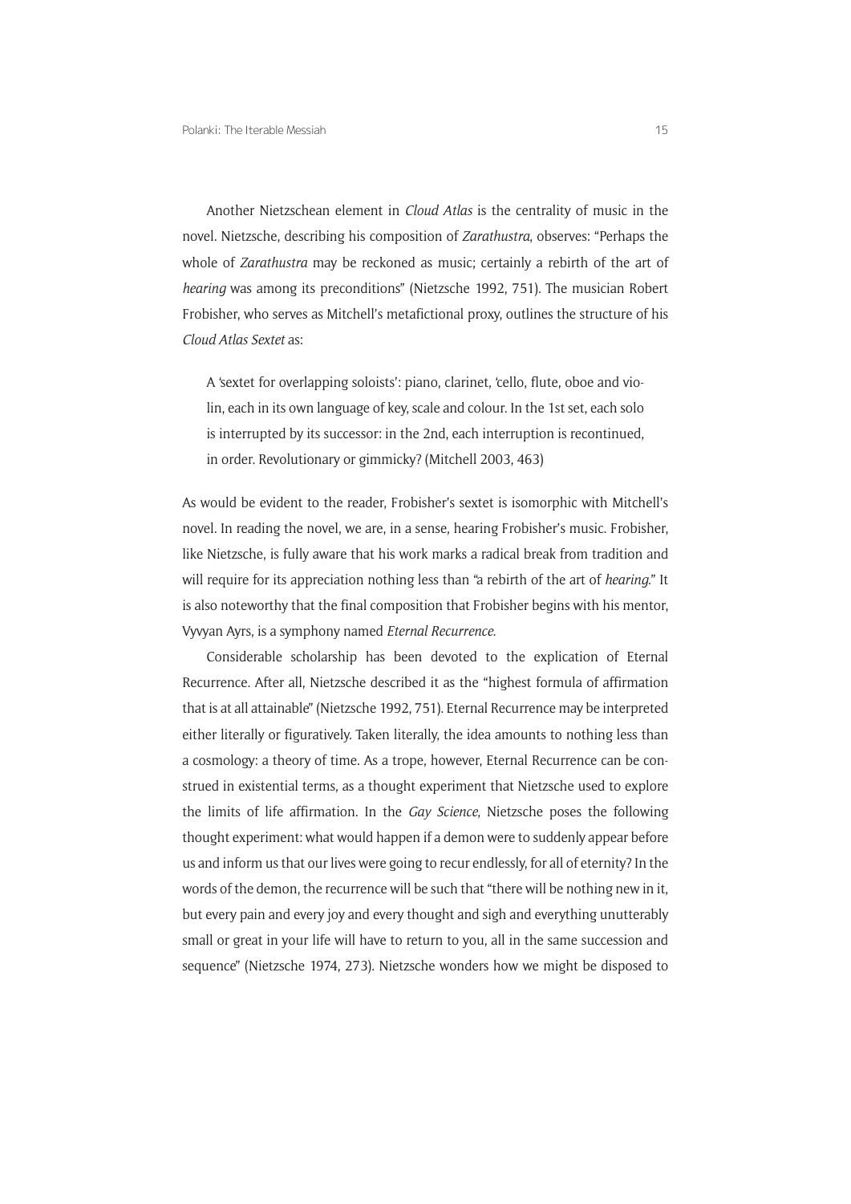Another Nietzschean element in *Cloud Atlas* is the centrality of music in the novel. Nietzsche, describing his composition of *Zarathustra*, observes: "Perhaps the whole of *Zarathustra* may be reckoned as music; certainly a rebirth of the art of *hearing* was among its preconditions" (Nietzsche 1992, 751). The musician Robert Frobisher, who serves as Mitchell's metafictional proxy, outlines the structure of his *Cloud Atlas Sextet* as:

> A 'sextet for overlapping soloists': piano, clarinet, 'cello, flute, oboe and violin, each in its own language of key, scale and colour. In the 1st set, each solo is interrupted by its successor: in the 2nd, each interruption is recontinued, in order. Revolutionary or gimmicky? (Mitchell 2003, 463)

As would be evident to the reader, Frobisher's sextet is isomorphic with Mitchell's novel. In reading the novel, we are, in a sense, hearing Frobisher's music. Frobisher, like Nietzsche, is fully aware that his work marks a radical break from tradition and will require for its appreciation nothing less than "a rebirth of the art of *hearing*." It is also noteworthy that the final composition that Frobisher begins with his mentor, Vyvyan Ayrs, is a symphony named *Eternal Recurrence*.

Considerable scholarship has been devoted to the explication of Eternal Recurrence. After all, Nietzsche described it as the "highest formula of affirmation that is at all attainable" (Nietzsche 1992, 751). Eternal Recurrence may be interpreted either literally or figuratively. Taken literally, the idea amounts to nothing less than a cosmology: a theory of time. As a trope, however, Eternal Recurrence can be construed in existential terms, as a thought experiment that Nietzsche used to explore the limits of life affirmation. In the *Gay Science*, Nietzsche poses the following thought experiment: what would happen if a demon were to suddenly appear before us and inform us that our lives were going to recur endlessly, for all of eternity? In the words of the demon, the recurrence will be such that "there will be nothing new in it, but every pain and every joy and every thought and sigh and everything unutterably small or great in your life will have to return to you, all in the same succession and sequence" (Nietzsche 1974, 273). Nietzsche wonders how we might be disposed to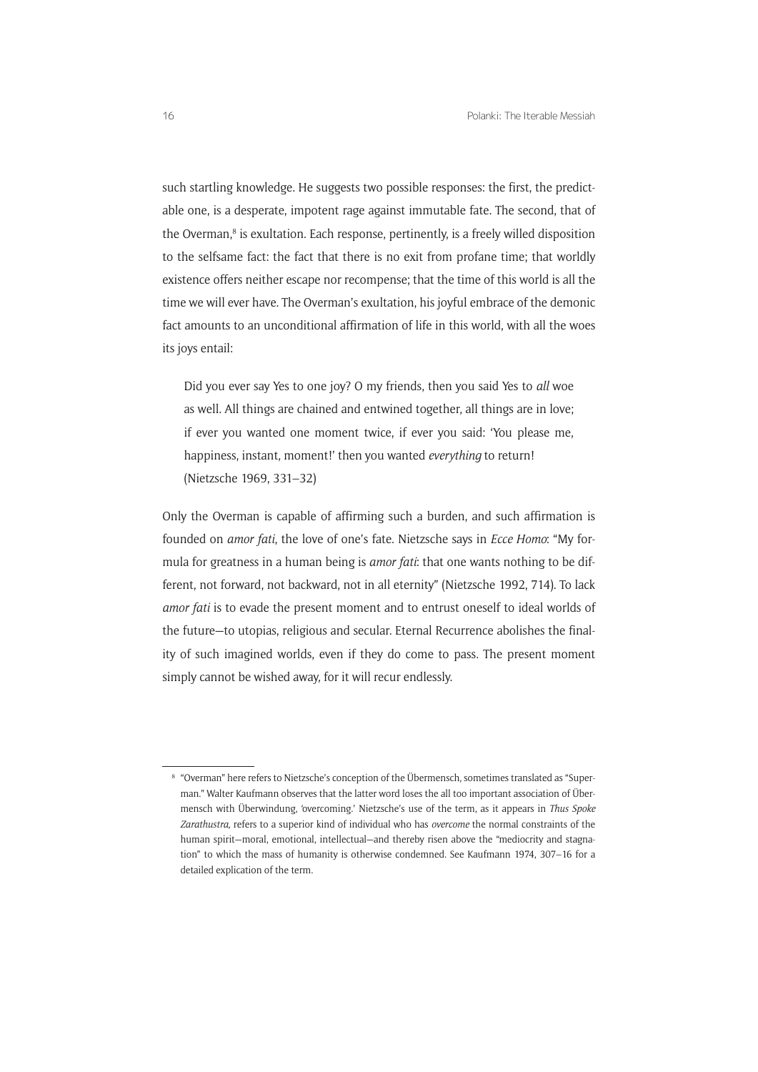such startling knowledge. He suggests two possible responses: the first, the predictable one, is a desperate, impotent rage against immutable fate. The second, that of the Overman,[8] is exultation. Each response, pertinently, is a freely willed disposition to the selfsame fact: the fact that there is no exit from profane time; that worldly existence offers neither escape nor recompense; that the time of this world is all the time we will ever have. The Overman's exultation, his joyful embrace of the demonic fact amounts to an unconditional affirmation of life in this world, with all the woes its joys entail:

> Did you ever say Yes to one joy? O my friends, then you said Yes to *all* woe as well. All things are chained and entwined together, all things are in love; if ever you wanted one moment twice, if ever you said: 'You please me, happiness, instant, moment!' then you wanted *everything* to return! (Nietzsche 1969, 331–32)

Only the Overman is capable of affirming such a burden, and such affirmation is founded on *amor fati*, the love of one's fate. Nietzsche says in *Ecce Homo*: "My formula for greatness in a human being is *amor fati*: that one wants nothing to be different, not forward, not backward, not in all eternity" (Nietzsche 1992, 714). To lack *amor fati* is to evade the present moment and to entrust oneself to ideal worlds of the future—to utopias, religious and secular. Eternal Recurrence abolishes the finality of such imagined worlds, even if they do come to pass. The present moment simply cannot be wished away, for it will recur endlessly.

---

[8] "Overman" here refers to Nietzsche's conception of the Übermensch, sometimes translated as "Superman." Walter Kaufmann observes that the latter word loses the all too important association of Übermensch with Überwindung, 'overcoming.' Nietzsche's use of the term, as it appears in *Thus Spoke Zarathustra*, refers to a superior kind of individual who has *overcome* the normal constraints of the human spirit—moral, emotional, intellectual—and thereby risen above the "mediocrity and stagnation" to which the mass of humanity is otherwise condemned. See Kaufmann 1974, 307–16 for a detailed explication of the term.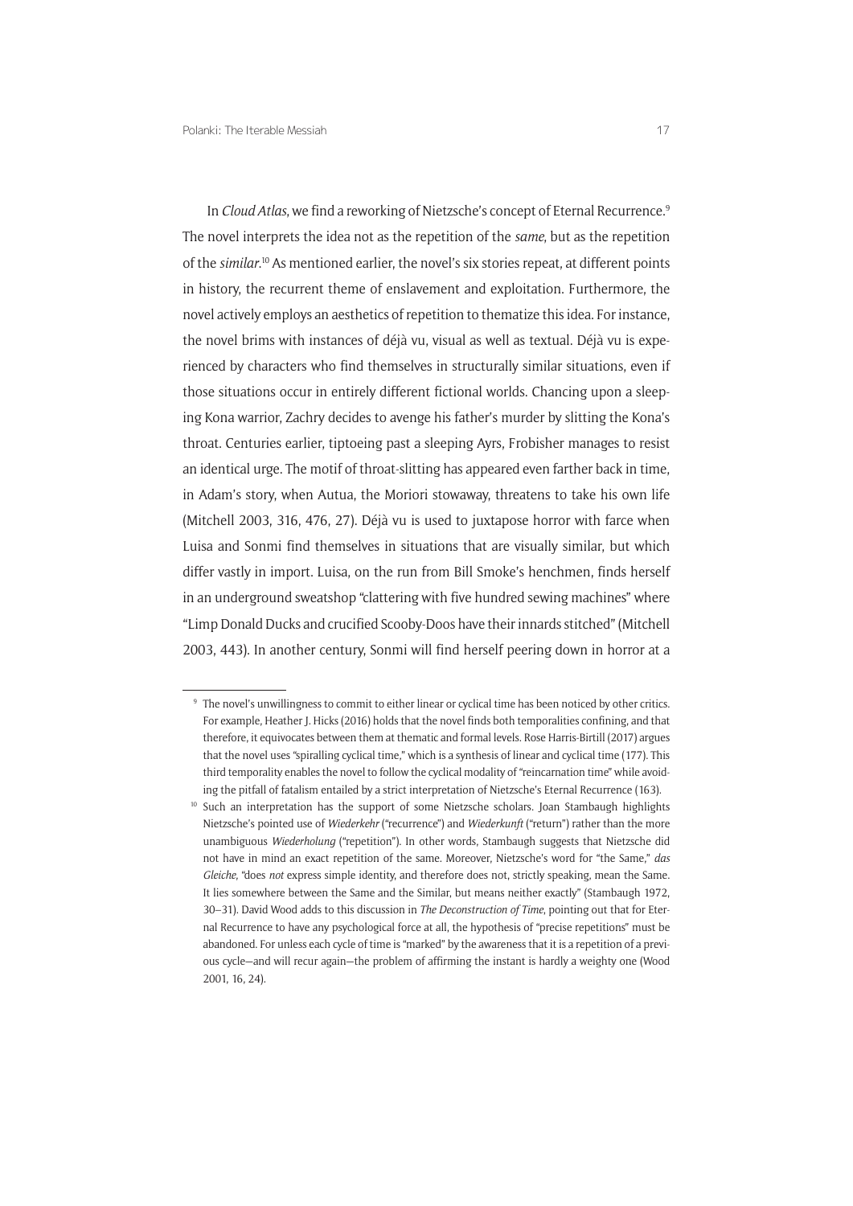In *Cloud Atlas*, we find a reworking of Nietzsche's concept of Eternal Recurrence.[9] The novel interprets the idea not as the repetition of the *same*, but as the repetition of the *similar*.[10] As mentioned earlier, the novel's six stories repeat, at different points in history, the recurrent theme of enslavement and exploitation. Furthermore, the novel actively employs an aesthetics of repetition to thematize this idea. For instance, the novel brims with instances of déjà vu, visual as well as textual. Déjà vu is experienced by characters who find themselves in structurally similar situations, even if those situations occur in entirely different fictional worlds. Chancing upon a sleeping Kona warrior, Zachry decides to avenge his father's murder by slitting the Kona's throat. Centuries earlier, tiptoeing past a sleeping Ayrs, Frobisher manages to resist an identical urge. The motif of throat-slitting has appeared even farther back in time, in Adam's story, when Autua, the Moriori stowaway, threatens to take his own life (Mitchell 2003, 316, 476, 27). Déjà vu is used to juxtapose horror with farce when Luisa and Sonmi find themselves in situations that are visually similar, but which differ vastly in import. Luisa, on the run from Bill Smoke's henchmen, finds herself in an underground sweatshop "clattering with five hundred sewing machines" where "Limp Donald Ducks and crucified Scooby-Doos have their innards stitched" (Mitchell 2003, 443). In another century, Sonmi will find herself peering down in horror at a

---

[9] The novel's unwillingness to commit to either linear or cyclical time has been noticed by other critics. For example, Heather J. Hicks (2016) holds that the novel finds both temporalities confining, and that therefore, it equivocates between them at thematic and formal levels. Rose Harris-Birtill (2017) argues that the novel uses "spiralling cyclical time," which is a synthesis of linear and cyclical time (177). This third temporality enables the novel to follow the cyclical modality of "reincarnation time" while avoiding the pitfall of fatalism entailed by a strict interpretation of Nietzsche's Eternal Recurrence (163).

[10] Such an interpretation has the support of some Nietzsche scholars. Joan Stambaugh highlights Nietzsche's pointed use of *Wiederkehr* ("recurrence") and *Wiederkunft* ("return") rather than the more unambiguous *Wiederholung* ("repetition"). In other words, Stambaugh suggests that Nietzsche did not have in mind an exact repetition of the same. Moreover, Nietzsche's word for "the Same," *das Gleiche*, "does *not* express simple identity, and therefore does not, strictly speaking, mean the Same. It lies somewhere between the Same and the Similar, but means neither exactly" (Stambaugh 1972, 30–31). David Wood adds to this discussion in *The Deconstruction of Time*, pointing out that for Eternal Recurrence to have any psychological force at all, the hypothesis of "precise repetitions" must be abandoned. For unless each cycle of time is "marked" by the awareness that it is a repetition of a previous cycle—and will recur again—the problem of affirming the instant is hardly a weighty one (Wood 2001, 16, 24).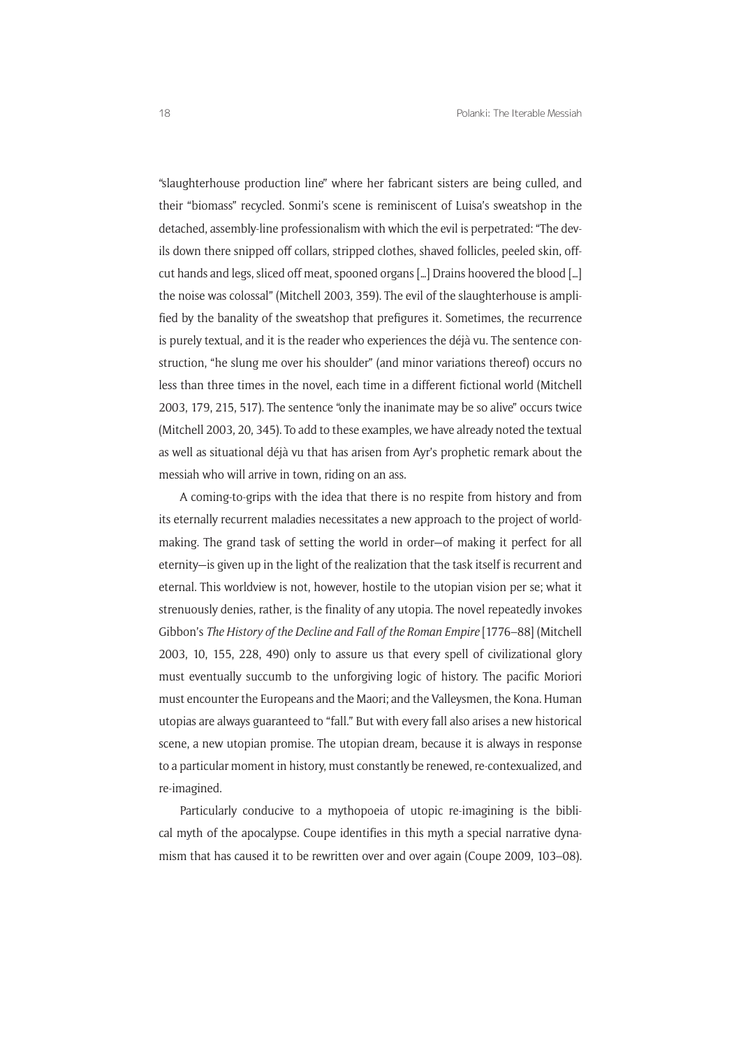"slaughterhouse production line" where her fabricant sisters are being culled, and their "biomass" recycled. Sonmi's scene is reminiscent of Luisa's sweatshop in the detached, assembly-line professionalism with which the evil is perpetrated: "The devils down there snipped off collars, stripped clothes, shaved follicles, peeled skin, offcut hands and legs, sliced off meat, spooned organs [...] Drains hoovered the blood [...] the noise was colossal" (Mitchell 2003, 359). The evil of the slaughterhouse is amplified by the banality of the sweatshop that prefigures it. Sometimes, the recurrence is purely textual, and it is the reader who experiences the déjà vu. The sentence construction, "he slung me over his shoulder" (and minor variations thereof) occurs no less than three times in the novel, each time in a different fictional world (Mitchell 2003, 179, 215, 517). The sentence "only the inanimate may be so alive" occurs twice (Mitchell 2003, 20, 345). To add to these examples, we have already noted the textual as well as situational déjà vu that has arisen from Ayr's prophetic remark about the messiah who will arrive in town, riding on an ass.

A coming-to-grips with the idea that there is no respite from history and from its eternally recurrent maladies necessitates a new approach to the project of world-making. The grand task of setting the world in order—of making it perfect for all eternity—is given up in the light of the realization that the task itself is recurrent and eternal. This worldview is not, however, hostile to the utopian vision per se; what it strenuously denies, rather, is the finality of any utopia. The novel repeatedly invokes Gibbon's *The History of the Decline and Fall of the Roman Empire* [1776–88] (Mitchell 2003, 10, 155, 228, 490) only to assure us that every spell of civilizational glory must eventually succumb to the unforgiving logic of history. The pacific Moriori must encounter the Europeans and the Maori; and the Valleysmen, the Kona. Human utopias are always guaranteed to "fall." But with every fall also arises a new historical scene, a new utopian promise. The utopian dream, because it is always in response to a particular moment in history, must constantly be renewed, re-contexualized, and re-imagined.

Particularly conducive to a mythopoeia of utopic re-imagining is the biblical myth of the apocalypse. Coupe identifies in this myth a special narrative dynamism that has caused it to be rewritten over and over again (Coupe 2009, 103–08).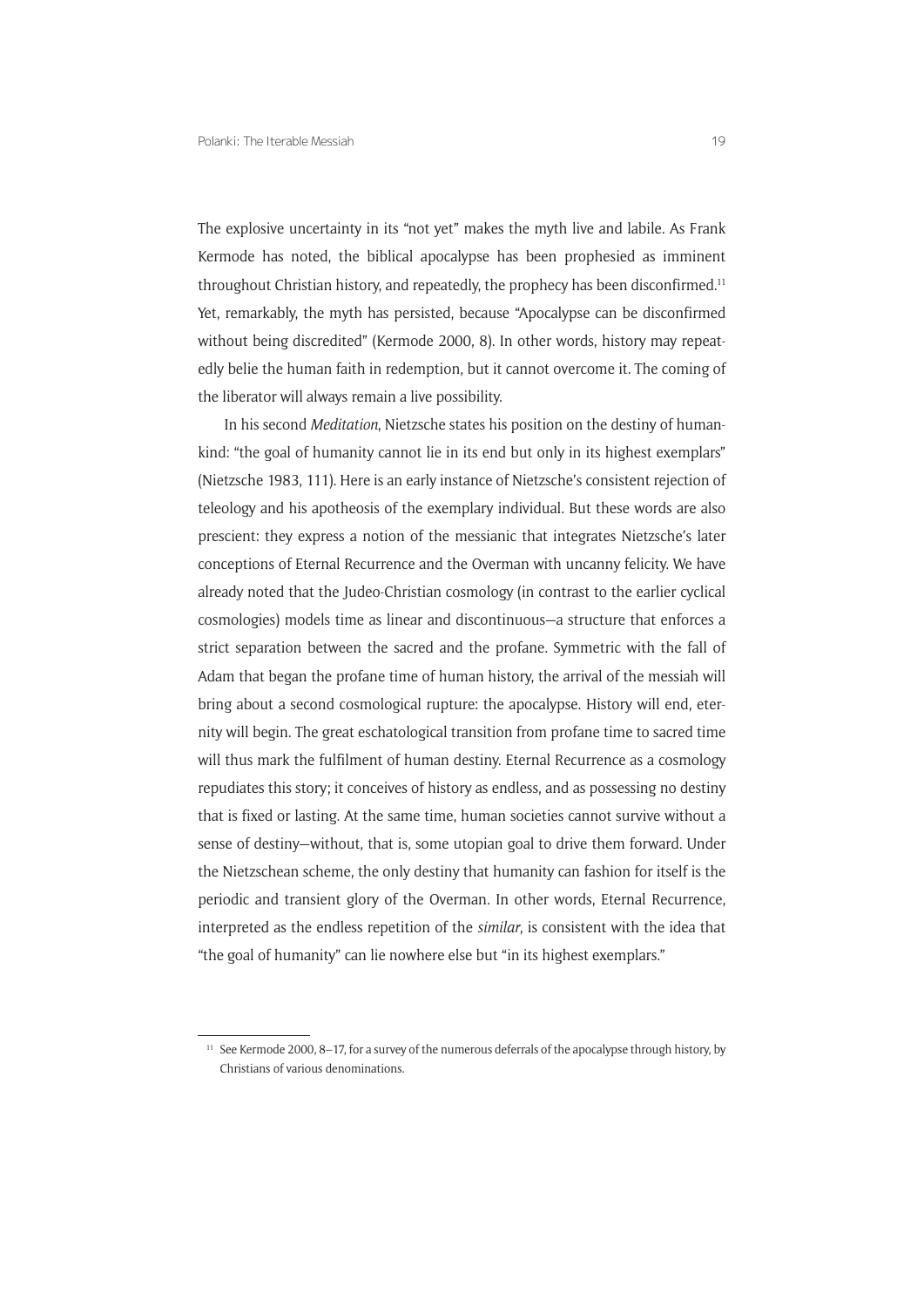The explosive uncertainty in its "not yet" makes the myth live and labile. As Frank Kermode has noted, the biblical apocalypse has been prophesied as imminent throughout Christian history, and repeatedly, the prophecy has been disconfirmed.[11] Yet, remarkably, the myth has persisted, because "Apocalypse can be disconfirmed without being discredited" (Kermode 2000, 8). In other words, history may repeatedly belie the human faith in redemption, but it cannot overcome it. The coming of the liberator will always remain a live possibility.

In his second *Meditation*, Nietzsche states his position on the destiny of humankind: "the goal of humanity cannot lie in its end but only in its highest exemplars" (Nietzsche 1983, 111). Here is an early instance of Nietzsche's consistent rejection of teleology and his apotheosis of the exemplary individual. But these words are also prescient: they express a notion of the messianic that integrates Nietzsche's later conceptions of Eternal Recurrence and the Overman with uncanny felicity. We have already noted that the Judeo-Christian cosmology (in contrast to the earlier cyclical cosmologies) models time as linear and discontinuous—a structure that enforces a strict separation between the sacred and the profane. Symmetric with the fall of Adam that began the profane time of human history, the arrival of the messiah will bring about a second cosmological rupture: the apocalypse. History will end, eternity will begin. The great eschatological transition from profane time to sacred time will thus mark the fulfilment of human destiny. Eternal Recurrence as a cosmology repudiates this story; it conceives of history as endless, and as possessing no destiny that is fixed or lasting. At the same time, human societies cannot survive without a sense of destiny—without, that is, some utopian goal to drive them forward. Under the Nietzschean scheme, the only destiny that humanity can fashion for itself is the periodic and transient glory of the Overman. In other words, Eternal Recurrence, interpreted as the endless repetition of the *similar*, is consistent with the idea that "the goal of humanity" can lie nowhere else but "in its highest exemplars."

---

[11] See Kermode 2000, 8–17, for a survey of the numerous deferrals of the apocalypse through history, by Christians of various denominations.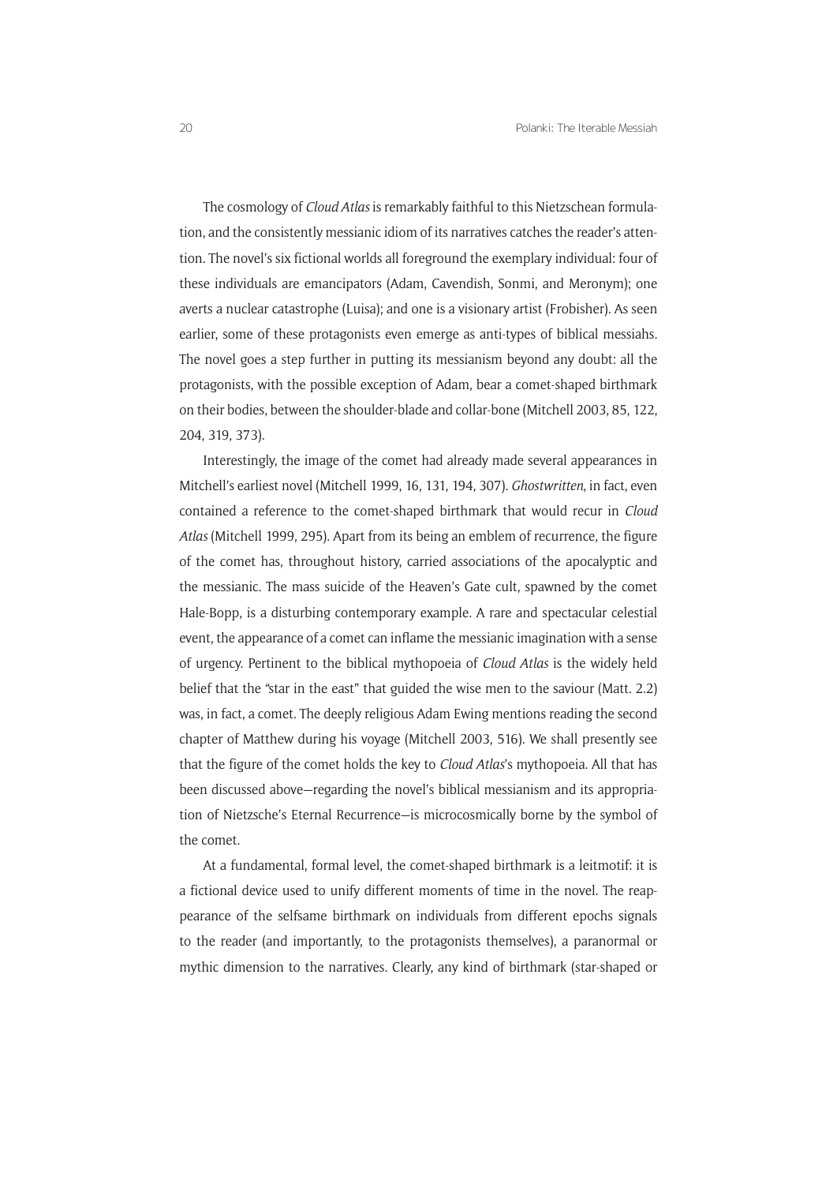The cosmology of *Cloud Atlas* is remarkably faithful to this Nietzschean formulation, and the consistently messianic idiom of its narratives catches the reader's attention. The novel's six fictional worlds all foreground the exemplary individual: four of these individuals are emancipators (Adam, Cavendish, Sonmi, and Meronym); one averts a nuclear catastrophe (Luisa); and one is a visionary artist (Frobisher). As seen earlier, some of these protagonists even emerge as anti-types of biblical messiahs. The novel goes a step further in putting its messianism beyond any doubt: all the protagonists, with the possible exception of Adam, bear a comet-shaped birthmark on their bodies, between the shoulder-blade and collar-bone (Mitchell 2003, 85, 122, 204, 319, 373).

Interestingly, the image of the comet had already made several appearances in Mitchell's earliest novel (Mitchell 1999, 16, 131, 194, 307). *Ghostwritten*, in fact, even contained a reference to the comet-shaped birthmark that would recur in *Cloud Atlas* (Mitchell 1999, 295). Apart from its being an emblem of recurrence, the figure of the comet has, throughout history, carried associations of the apocalyptic and the messianic. The mass suicide of the Heaven's Gate cult, spawned by the comet Hale-Bopp, is a disturbing contemporary example. A rare and spectacular celestial event, the appearance of a comet can inflame the messianic imagination with a sense of urgency. Pertinent to the biblical mythopoeia of *Cloud Atlas* is the widely held belief that the "star in the east" that guided the wise men to the saviour (Matt. 2.2) was, in fact, a comet. The deeply religious Adam Ewing mentions reading the second chapter of Matthew during his voyage (Mitchell 2003, 516). We shall presently see that the figure of the comet holds the key to *Cloud Atlas*'s mythopoeia. All that has been discussed above—regarding the novel's biblical messianism and its appropriation of Nietzsche's Eternal Recurrence—is microcosmically borne by the symbol of the comet.

At a fundamental, formal level, the comet-shaped birthmark is a leitmotif: it is a fictional device used to unify different moments of time in the novel. The reappearance of the selfsame birthmark on individuals from different epochs signals to the reader (and importantly, to the protagonists themselves), a paranormal or mythic dimension to the narratives. Clearly, any kind of birthmark (star-shaped or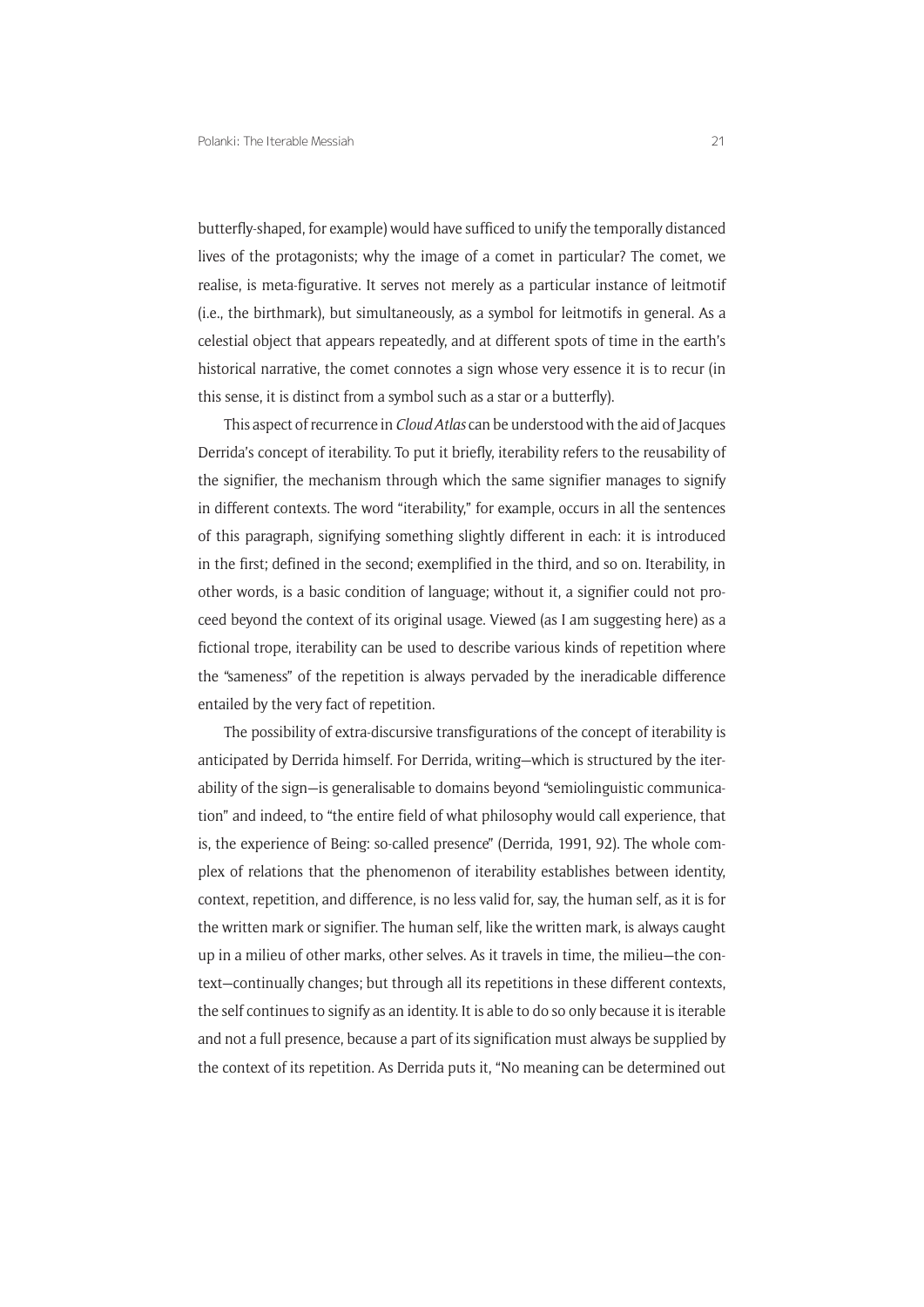butterfly-shaped, for example) would have sufficed to unify the temporally distanced lives of the protagonists; why the image of a comet in particular? The comet, we realise, is meta-figurative. It serves not merely as a particular instance of leitmotif (i.e., the birthmark), but simultaneously, as a symbol for leitmotifs in general. As a celestial object that appears repeatedly, and at different spots of time in the earth's historical narrative, the comet connotes a sign whose very essence it is to recur (in this sense, it is distinct from a symbol such as a star or a butterfly).

This aspect of recurrence in *Cloud Atlas* can be understood with the aid of Jacques Derrida's concept of iterability. To put it briefly, iterability refers to the reusability of the signifier, the mechanism through which the same signifier manages to signify in different contexts. The word "iterability," for example, occurs in all the sentences of this paragraph, signifying something slightly different in each: it is introduced in the first; defined in the second; exemplified in the third, and so on. Iterability, in other words, is a basic condition of language; without it, a signifier could not proceed beyond the context of its original usage. Viewed (as I am suggesting here) as a fictional trope, iterability can be used to describe various kinds of repetition where the "sameness" of the repetition is always pervaded by the ineradicable difference entailed by the very fact of repetition.

The possibility of extra-discursive transfigurations of the concept of iterability is anticipated by Derrida himself. For Derrida, writing—which is structured by the iterability of the sign—is generalisable to domains beyond "semiolinguistic communication" and indeed, to "the entire field of what philosophy would call experience, that is, the experience of Being: so-called presence" (Derrida, 1991, 92). The whole complex of relations that the phenomenon of iterability establishes between identity, context, repetition, and difference, is no less valid for, say, the human self, as it is for the written mark or signifier. The human self, like the written mark, is always caught up in a milieu of other marks, other selves. As it travels in time, the milieu—the context—continually changes; but through all its repetitions in these different contexts, the self continues to signify as an identity. It is able to do so only because it is iterable and not a full presence, because a part of its signification must always be supplied by the context of its repetition. As Derrida puts it, "No meaning can be determined out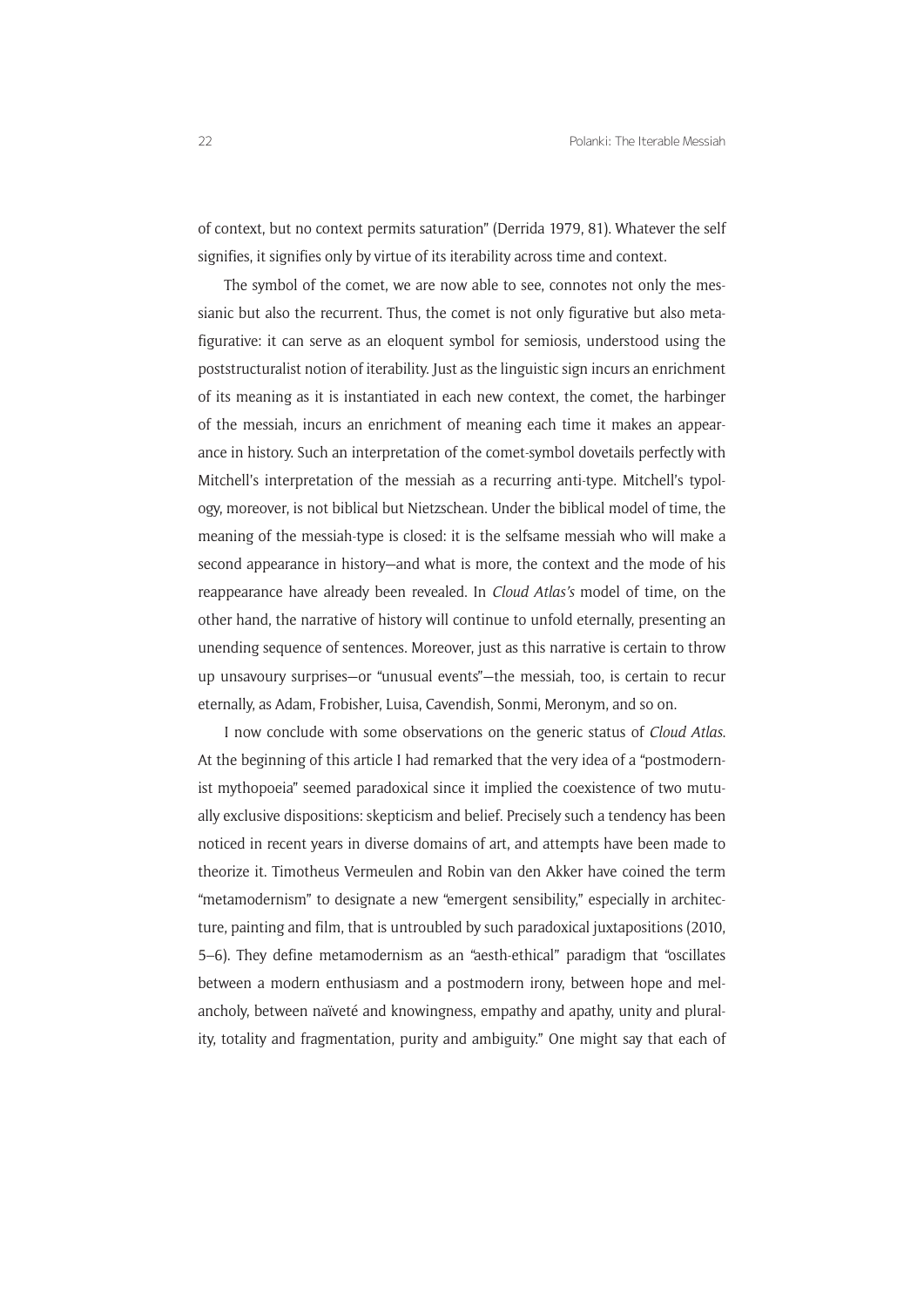of context, but no context permits saturation" (Derrida 1979, 81). Whatever the self signifies, it signifies only by virtue of its iterability across time and context.

The symbol of the comet, we are now able to see, connotes not only the messianic but also the recurrent. Thus, the comet is not only figurative but also metafigurative: it can serve as an eloquent symbol for semiosis, understood using the poststructuralist notion of iterability. Just as the linguistic sign incurs an enrichment of its meaning as it is instantiated in each new context, the comet, the harbinger of the messiah, incurs an enrichment of meaning each time it makes an appearance in history. Such an interpretation of the comet-symbol dovetails perfectly with Mitchell's interpretation of the messiah as a recurring anti-type. Mitchell's typology, moreover, is not biblical but Nietzschean. Under the biblical model of time, the meaning of the messiah-type is closed: it is the selfsame messiah who will make a second appearance in history—and what is more, the context and the mode of his reappearance have already been revealed. In *Cloud Atlas's* model of time, on the other hand, the narrative of history will continue to unfold eternally, presenting an unending sequence of sentences. Moreover, just as this narrative is certain to throw up unsavoury surprises—or "unusual events"—the messiah, too, is certain to recur eternally, as Adam, Frobisher, Luisa, Cavendish, Sonmi, Meronym, and so on.

I now conclude with some observations on the generic status of *Cloud Atlas*. At the beginning of this article I had remarked that the very idea of a "postmodernist mythopoeia" seemed paradoxical since it implied the coexistence of two mutually exclusive dispositions: skepticism and belief. Precisely such a tendency has been noticed in recent years in diverse domains of art, and attempts have been made to theorize it. Timotheus Vermeulen and Robin van den Akker have coined the term "metamodernism" to designate a new "emergent sensibility," especially in architecture, painting and film, that is untroubled by such paradoxical juxtapositions (2010, 5–6). They define metamodernism as an "aesth-ethical" paradigm that "oscillates between a modern enthusiasm and a postmodern irony, between hope and melancholy, between naïveté and knowingness, empathy and apathy, unity and plurality, totality and fragmentation, purity and ambiguity." One might say that each of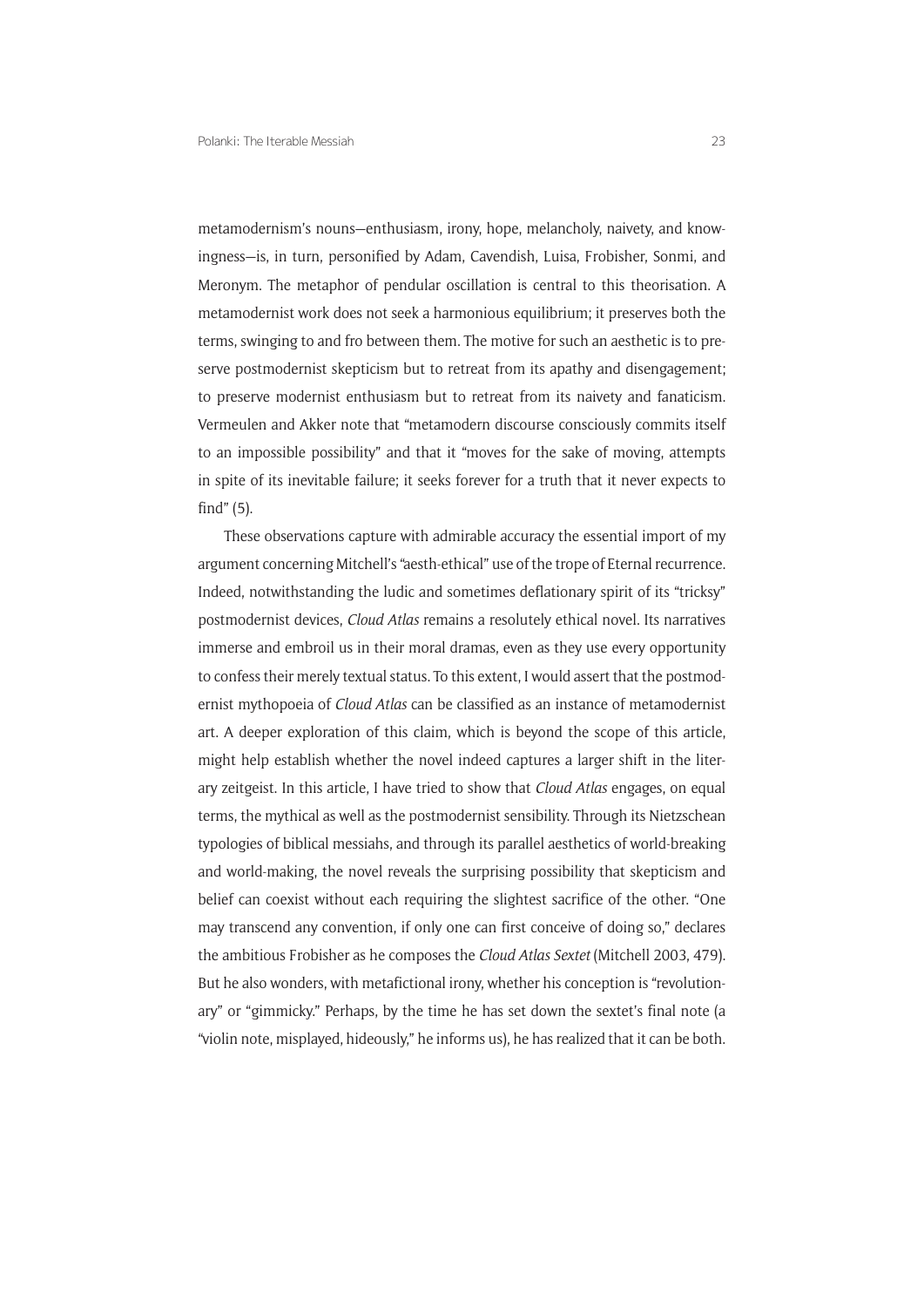metamodernism's nouns—enthusiasm, irony, hope, melancholy, naivety, and knowingness—is, in turn, personified by Adam, Cavendish, Luisa, Frobisher, Sonmi, and Meronym. The metaphor of pendular oscillation is central to this theorisation. A metamodernist work does not seek a harmonious equilibrium; it preserves both the terms, swinging to and fro between them. The motive for such an aesthetic is to preserve postmodernist skepticism but to retreat from its apathy and disengagement; to preserve modernist enthusiasm but to retreat from its naivety and fanaticism. Vermeulen and Akker note that "metamodern discourse consciously commits itself to an impossible possibility" and that it "moves for the sake of moving, attempts in spite of its inevitable failure; it seeks forever for a truth that it never expects to find" (5).

These observations capture with admirable accuracy the essential import of my argument concerning Mitchell's "aesth-ethical" use of the trope of Eternal recurrence. Indeed, notwithstanding the ludic and sometimes deflationary spirit of its "tricksy" postmodernist devices, *Cloud Atlas* remains a resolutely ethical novel. Its narratives immerse and embroil us in their moral dramas, even as they use every opportunity to confess their merely textual status. To this extent, I would assert that the postmodernist mythopoeia of *Cloud Atlas* can be classified as an instance of metamodernist art. A deeper exploration of this claim, which is beyond the scope of this article, might help establish whether the novel indeed captures a larger shift in the literary zeitgeist. In this article, I have tried to show that *Cloud Atlas* engages, on equal terms, the mythical as well as the postmodernist sensibility. Through its Nietzschean typologies of biblical messiahs, and through its parallel aesthetics of world-breaking and world-making, the novel reveals the surprising possibility that skepticism and belief can coexist without each requiring the slightest sacrifice of the other. "One may transcend any convention, if only one can first conceive of doing so," declares the ambitious Frobisher as he composes the *Cloud Atlas Sextet* (Mitchell 2003, 479). But he also wonders, with metafictional irony, whether his conception is "revolutionary" or "gimmicky." Perhaps, by the time he has set down the sextet's final note (a "violin note, misplayed, hideously," he informs us), he has realized that it can be both.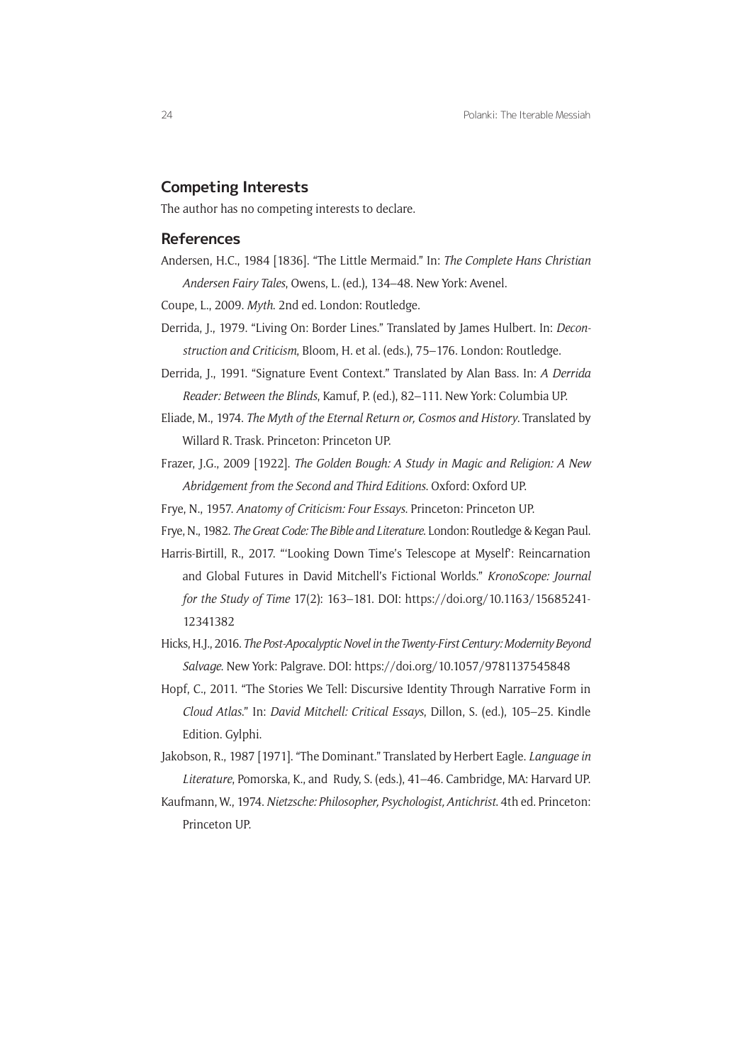## Competing Interests

The author has no competing interests to declare.

## References

Andersen, H.C., 1984 [1836]. "The Little Mermaid." In: *The Complete Hans Christian Andersen Fairy Tales*, Owens, L. (ed.), 134–48. New York: Avenel.

Coupe, L., 2009. *Myth.* 2nd ed. London: Routledge.

Derrida, J., 1979. "Living On: Border Lines." Translated by James Hulbert. In: *Deconstruction and Criticism*, Bloom, H. et al. (eds.), 75–176. London: Routledge.

Derrida, J., 1991. "Signature Event Context." Translated by Alan Bass. In: *A Derrida Reader: Between the Blinds*, Kamuf, P. (ed.), 82–111. New York: Columbia UP.

Eliade, M., 1974. *The Myth of the Eternal Return or, Cosmos and History*. Translated by Willard R. Trask. Princeton: Princeton UP.

Frazer, J.G., 2009 [1922]. *The Golden Bough: A Study in Magic and Religion: A New Abridgement from the Second and Third Editions*. Oxford: Oxford UP.

Frye, N., 1957. *Anatomy of Criticism: Four Essays*. Princeton: Princeton UP.

Frye, N., 1982. *The Great Code: The Bible and Literature*. London: Routledge & Kegan Paul.

Harris-Birtill, R., 2017. "'Looking Down Time's Telescope at Myself': Reincarnation and Global Futures in David Mitchell's Fictional Worlds." *KronoScope: Journal for the Study of Time* 17(2): 163–181. DOI: https://doi.org/10.1163/15685241-12341382

Hicks, H.J., 2016. *The Post-Apocalyptic Novel in the Twenty-First Century: Modernity Beyond Salvage*. New York: Palgrave. DOI: https://doi.org/10.1057/9781137545848

Hopf, C., 2011. "The Stories We Tell: Discursive Identity Through Narrative Form in *Cloud Atlas*." In: *David Mitchell: Critical Essays*, Dillon, S. (ed.), 105–25. Kindle Edition. Gylphi.

Jakobson, R., 1987 [1971]. "The Dominant." Translated by Herbert Eagle. *Language in Literature*, Pomorska, K., and Rudy, S. (eds.), 41–46. Cambridge, MA: Harvard UP.

Kaufmann, W., 1974. *Nietzsche: Philosopher, Psychologist, Antichrist*. 4th ed. Princeton: Princeton UP.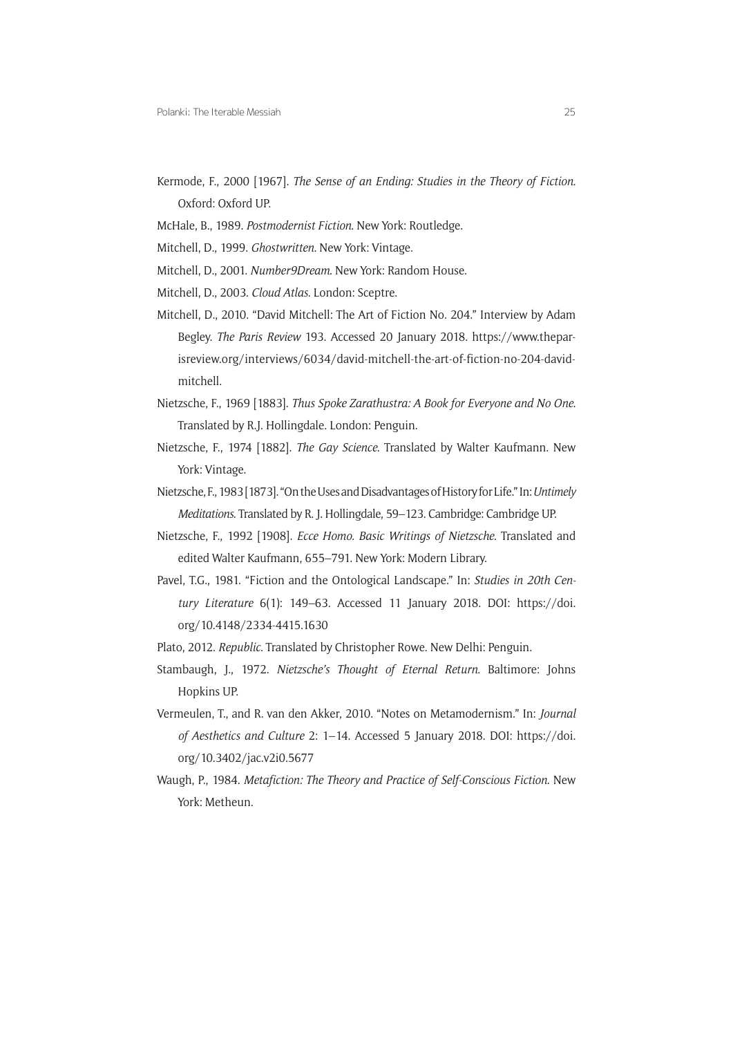Kermode, F., 2000 [1967]. *The Sense of an Ending: Studies in the Theory of Fiction*. Oxford: Oxford UP.

McHale, B., 1989. *Postmodernist Fiction*. New York: Routledge.

Mitchell, D., 1999. *Ghostwritten*. New York: Vintage.

Mitchell, D., 2001. *Number9Dream*. New York: Random House.

Mitchell, D., 2003. *Cloud Atlas*. London: Sceptre.

Mitchell, D., 2010. "David Mitchell: The Art of Fiction No. 204." Interview by Adam Begley. *The Paris Review* 193. Accessed 20 January 2018. https://www.theparisreview.org/interviews/6034/david-mitchell-the-art-of-fiction-no-204-david-mitchell.

Nietzsche, F., 1969 [1883]. *Thus Spoke Zarathustra: A Book for Everyone and No One*. Translated by R.J. Hollingdale. London: Penguin.

Nietzsche, F., 1974 [1882]. *The Gay Science*. Translated by Walter Kaufmann. New York: Vintage.

Nietzsche, F., 1983 [1873]. "On the Uses and Disadvantages of History for Life." In: *Untimely Meditations*. Translated by R. J. Hollingdale, 59–123. Cambridge: Cambridge UP.

Nietzsche, F., 1992 [1908]. *Ecce Homo. Basic Writings of Nietzsche*. Translated and edited Walter Kaufmann, 655–791. New York: Modern Library.

Pavel, T.G., 1981. "Fiction and the Ontological Landscape." In: *Studies in 20th Century Literature* 6(1): 149–63. Accessed 11 January 2018. DOI: https://doi.org/10.4148/2334-4415.1630

Plato, 2012. *Republic*. Translated by Christopher Rowe. New Delhi: Penguin.

Stambaugh, J., 1972. *Nietzsche's Thought of Eternal Return*. Baltimore: Johns Hopkins UP.

Vermeulen, T., and R. van den Akker, 2010. "Notes on Metamodernism." In: *Journal of Aesthetics and Culture* 2: 1–14. Accessed 5 January 2018. DOI: https://doi.org/10.3402/jac.v2i0.5677

Waugh, P., 1984. *Metafiction: The Theory and Practice of Self-Conscious Fiction*. New York: Metheun.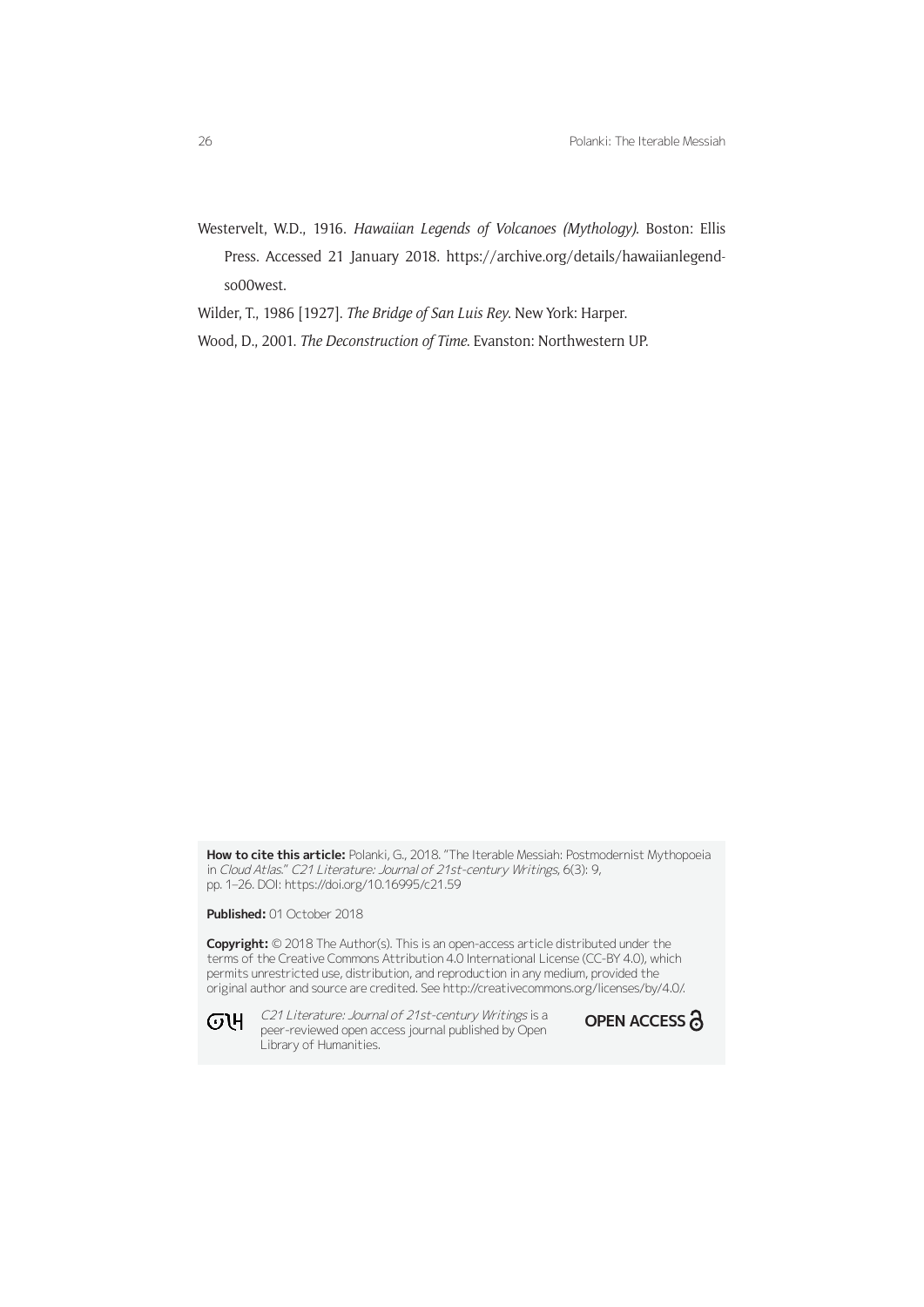Westervelt, W.D., 1916. *Hawaiian Legends of Volcanoes (Mythology)*. Boston: Ellis Press. Accessed 21 January 2018. https://archive.org/details/hawaiianlegendso00west.

Wilder, T., 1986 [1927]. *The Bridge of San Luis Rey*. New York: Harper.

Wood, D., 2001. *The Deconstruction of Time*. Evanston: Northwestern UP.

**How to cite this article:** Polanki, G., 2018. "The Iterable Messiah: Postmodernist Mythopoeia in *Cloud Atlas*." *C21 Literature: Journal of 21st-century Writings*, 6(3): 9, pp. 1–26. DOI: https://doi.org/10.16995/c21.59

**Published:** 01 October 2018

**Copyright:** © 2018 The Author(s). This is an open-access article distributed under the terms of the Creative Commons Attribution 4.0 International License (CC-BY 4.0), which permits unrestricted use, distribution, and reproduction in any medium, provided the original author and source are credited. See http://creativecommons.org/licenses/by/4.0/.

*C21 Literature: Journal of 21st-century Writings* is a peer-reviewed open access journal published by Open Library of Humanities.

**OPEN ACCESS**